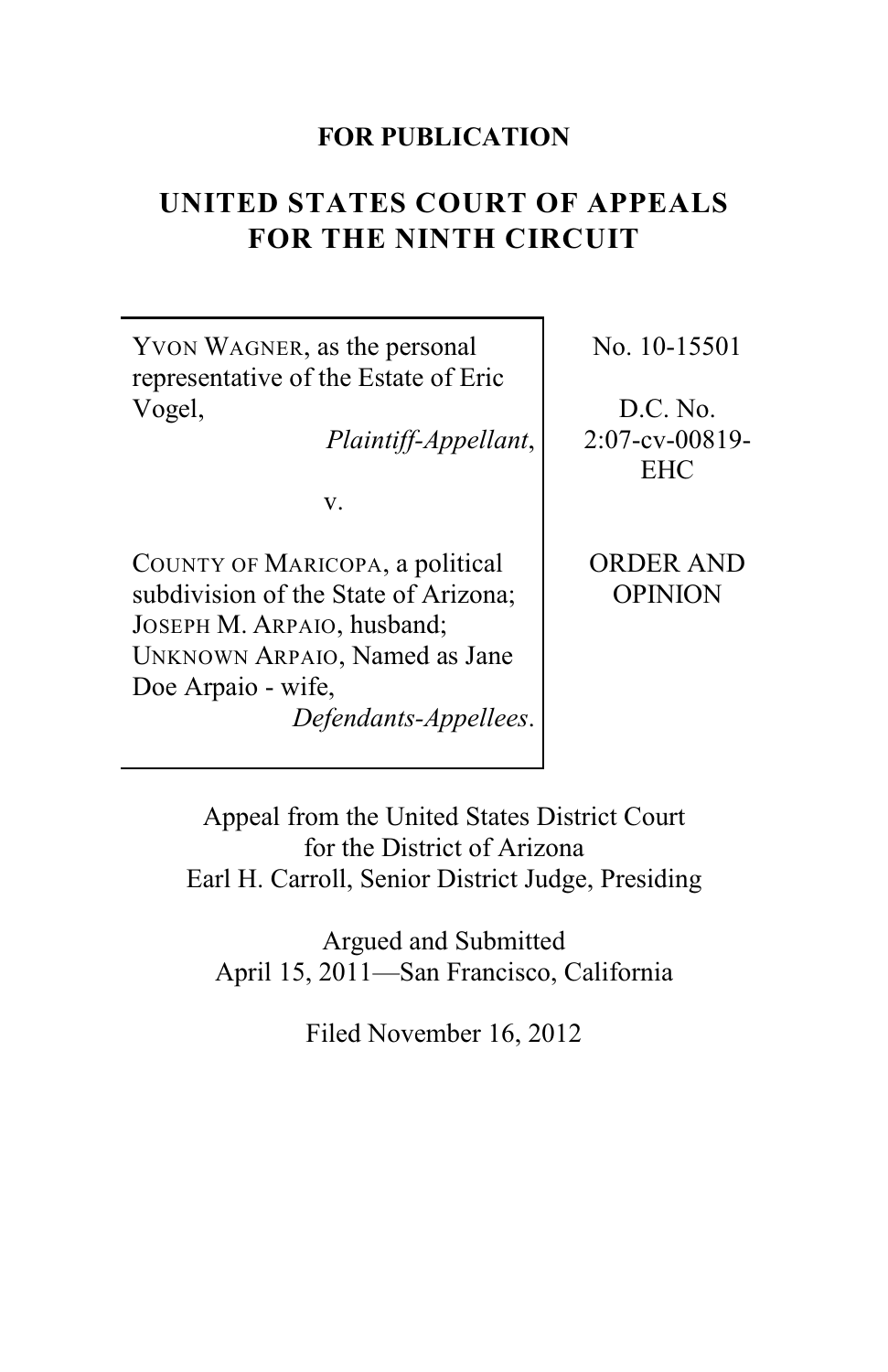**FOR PUBLICATION**

# UNITED STATES COURT OF APPEALS FOR THE NINTH CIRCUIT

| | |
|---|---|
| YVON WAGNER, as the personal representative of the Estate of Eric Vogel, *Plaintiff-Appellant*,<br><br>v.<br><br>COUNTY OF MARICOPA, a political subdivision of the State of Arizona; JOSEPH M. ARPAIO, husband; UNKNOWN ARPAIO, Named as Jane Doe Arpaio - wife, *Defendants-Appellees*. | No. 10-15501<br><br>D.C. No. 2:07-cv-00819-EHC<br><br>ORDER AND OPINION |

Appeal from the United States District Court for the District of Arizona
Earl H. Carroll, Senior District Judge, Presiding

Argued and Submitted
April 15, 2011—San Francisco, California

Filed November 16, 2012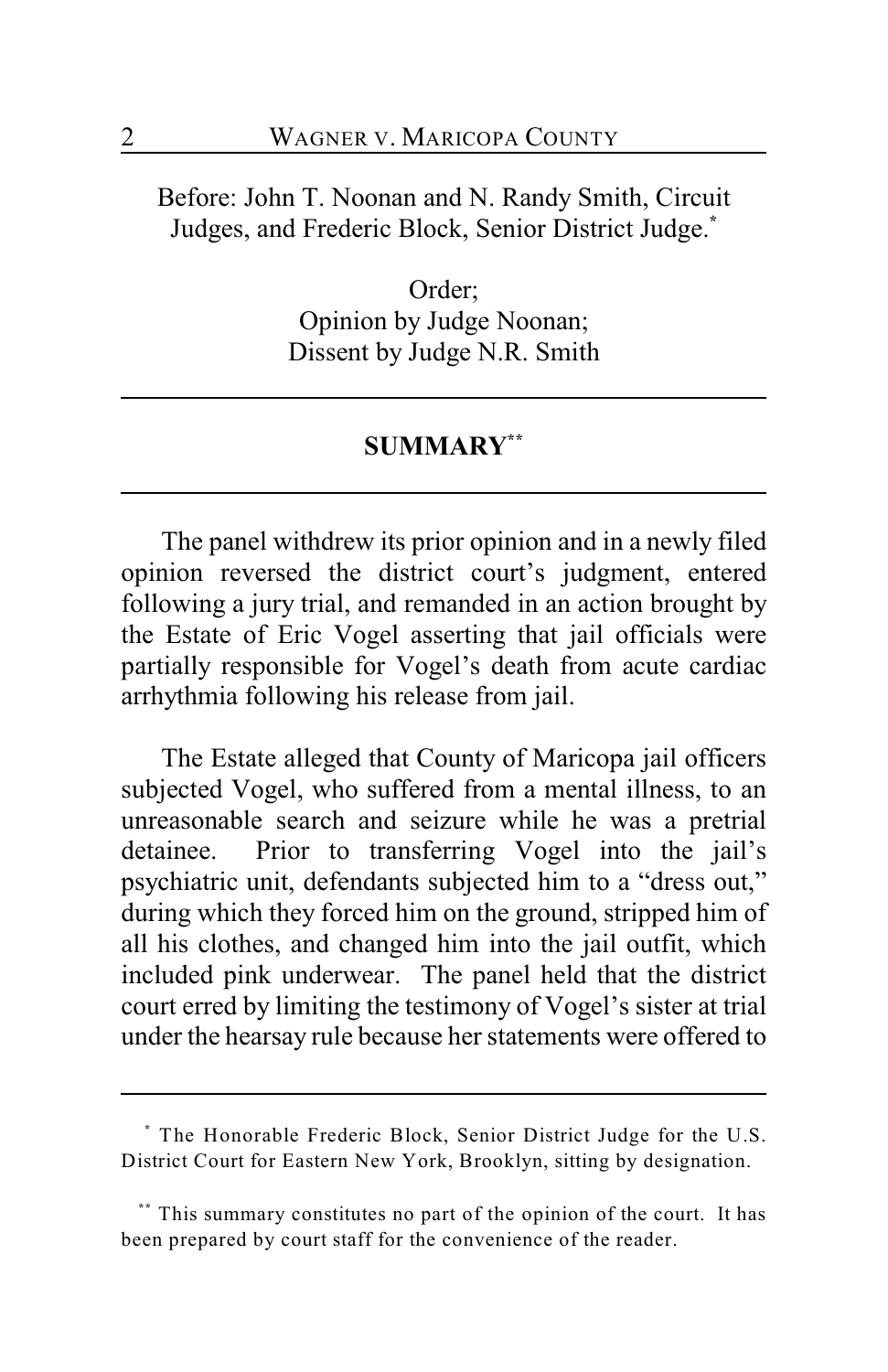Before: John T. Noonan and N. Randy Smith, Circuit Judges, and Frederic Block, Senior District Judge.[*]

Order;
Opinion by Judge Noonan;
Dissent by Judge N.R. Smith

## SUMMARY[**]

The panel withdrew its prior opinion and in a newly filed opinion reversed the district court's judgment, entered following a jury trial, and remanded in an action brought by the Estate of Eric Vogel asserting that jail officials were partially responsible for Vogel's death from acute cardiac arrhythmia following his release from jail.

The Estate alleged that County of Maricopa jail officers subjected Vogel, who suffered from a mental illness, to an unreasonable search and seizure while he was a pretrial detainee. Prior to transferring Vogel into the jail's psychiatric unit, defendants subjected him to a "dress out," during which they forced him on the ground, stripped him of all his clothes, and changed him into the jail outfit, which included pink underwear. The panel held that the district court erred by limiting the testimony of Vogel's sister at trial under the hearsay rule because her statements were offered to

---

[*] The Honorable Frederic Block, Senior District Judge for the U.S. District Court for Eastern New York, Brooklyn, sitting by designation.

[**] This summary constitutes no part of the opinion of the court. It has been prepared by court staff for the convenience of the reader.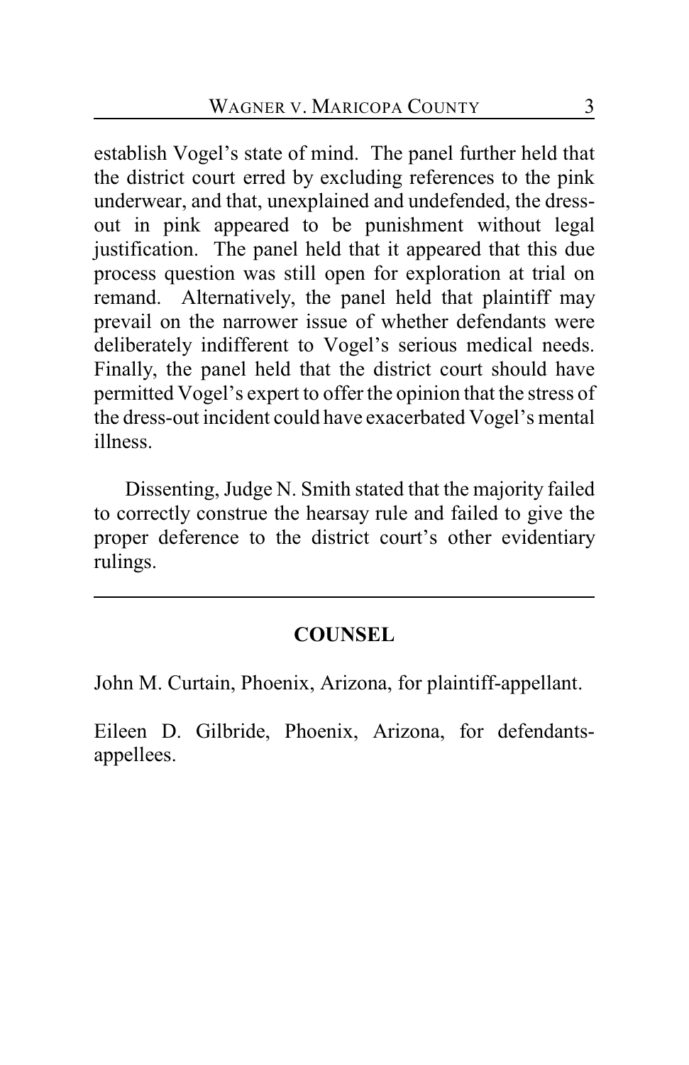establish Vogel's state of mind. The panel further held that the district court erred by excluding references to the pink underwear, and that, unexplained and undefended, the dress-out in pink appeared to be punishment without legal justification. The panel held that it appeared that this due process question was still open for exploration at trial on remand. Alternatively, the panel held that plaintiff may prevail on the narrower issue of whether defendants were deliberately indifferent to Vogel's serious medical needs. Finally, the panel held that the district court should have permitted Vogel's expert to offer the opinion that the stress of the dress-out incident could have exacerbated Vogel's mental illness.

Dissenting, Judge N. Smith stated that the majority failed to correctly construe the hearsay rule and failed to give the proper deference to the district court's other evidentiary rulings.

---

## COUNSEL

John M. Curtain, Phoenix, Arizona, for plaintiff-appellant.

Eileen D. Gilbride, Phoenix, Arizona, for defendants-appellees.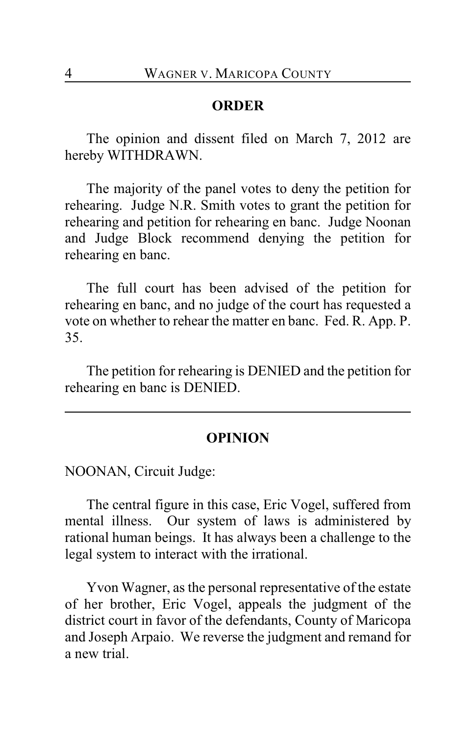## ORDER

The opinion and dissent filed on March 7, 2012 are hereby WITHDRAWN.

The majority of the panel votes to deny the petition for rehearing. Judge N.R. Smith votes to grant the petition for rehearing and petition for rehearing en banc. Judge Noonan and Judge Block recommend denying the petition for rehearing en banc.

The full court has been advised of the petition for rehearing en banc, and no judge of the court has requested a vote on whether to rehear the matter en banc. Fed. R. App. P. 35.

The petition for rehearing is DENIED and the petition for rehearing en banc is DENIED.

---

## OPINION

NOONAN, Circuit Judge:

The central figure in this case, Eric Vogel, suffered from mental illness. Our system of laws is administered by rational human beings. It has always been a challenge to the legal system to interact with the irrational.

Yvon Wagner, as the personal representative of the estate of her brother, Eric Vogel, appeals the judgment of the district court in favor of the defendants, County of Maricopa and Joseph Arpaio. We reverse the judgment and remand for a new trial.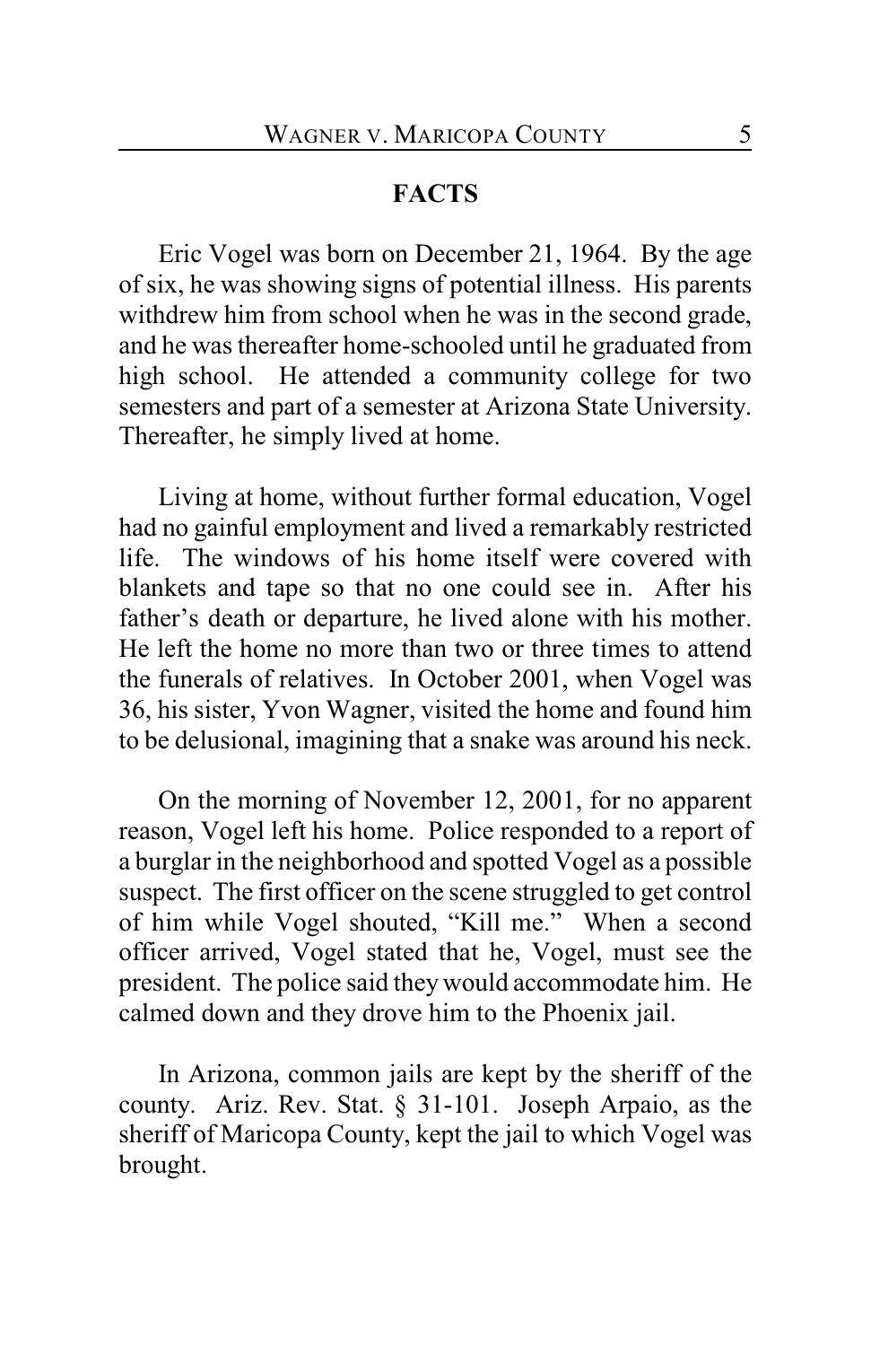## FACTS

Eric Vogel was born on December 21, 1964. By the age of six, he was showing signs of potential illness. His parents withdrew him from school when he was in the second grade, and he was thereafter home-schooled until he graduated from high school. He attended a community college for two semesters and part of a semester at Arizona State University. Thereafter, he simply lived at home.

Living at home, without further formal education, Vogel had no gainful employment and lived a remarkably restricted life. The windows of his home itself were covered with blankets and tape so that no one could see in. After his father's death or departure, he lived alone with his mother. He left the home no more than two or three times to attend the funerals of relatives. In October 2001, when Vogel was 36, his sister, Yvon Wagner, visited the home and found him to be delusional, imagining that a snake was around his neck.

On the morning of November 12, 2001, for no apparent reason, Vogel left his home. Police responded to a report of a burglar in the neighborhood and spotted Vogel as a possible suspect. The first officer on the scene struggled to get control of him while Vogel shouted, "Kill me." When a second officer arrived, Vogel stated that he, Vogel, must see the president. The police said they would accommodate him. He calmed down and they drove him to the Phoenix jail.

In Arizona, common jails are kept by the sheriff of the county. Ariz. Rev. Stat. § 31-101. Joseph Arpaio, as the sheriff of Maricopa County, kept the jail to which Vogel was brought.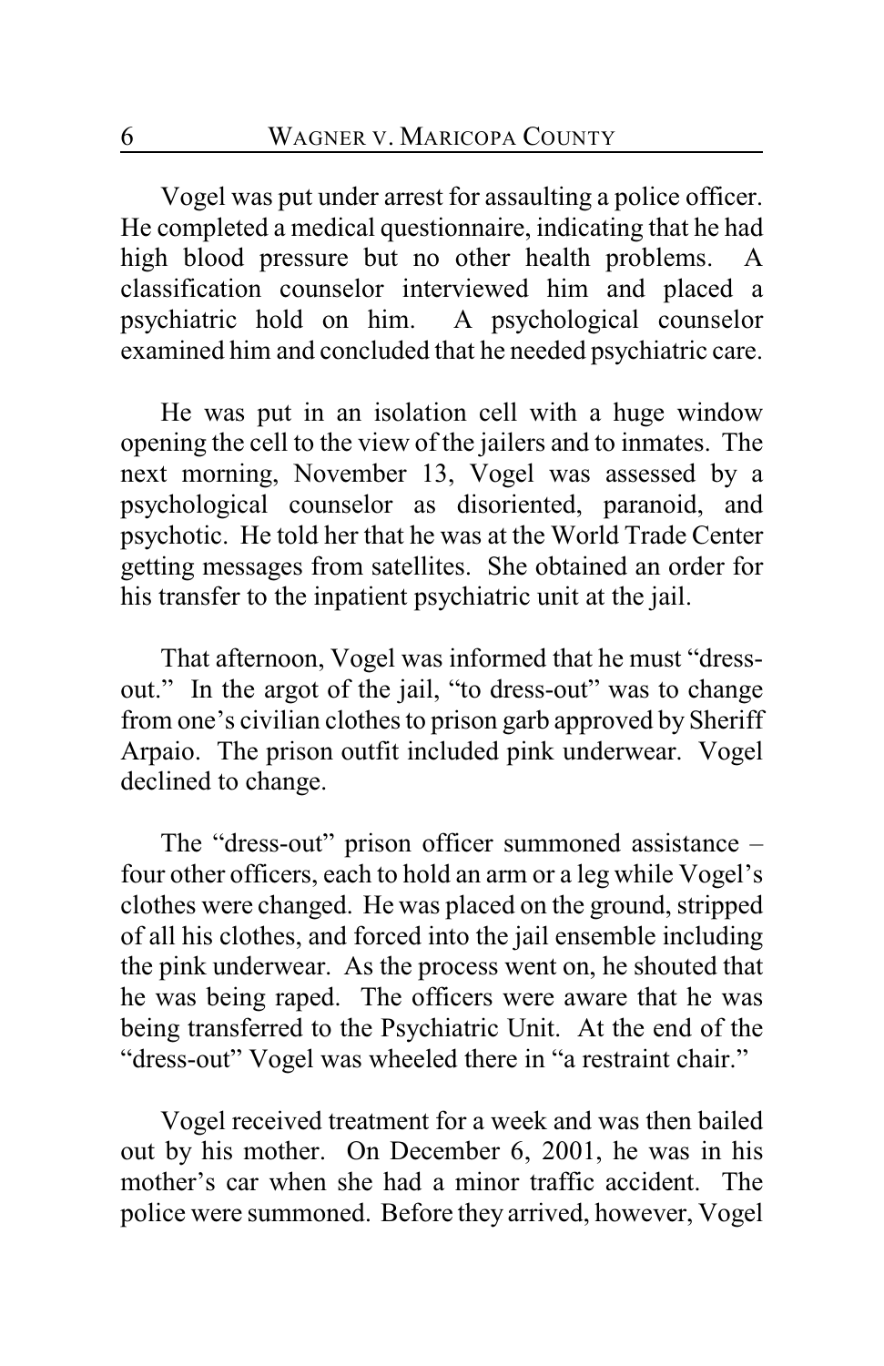Vogel was put under arrest for assaulting a police officer. He completed a medical questionnaire, indicating that he had high blood pressure but no other health problems. A classification counselor interviewed him and placed a psychiatric hold on him. A psychological counselor examined him and concluded that he needed psychiatric care.

He was put in an isolation cell with a huge window opening the cell to the view of the jailers and to inmates. The next morning, November 13, Vogel was assessed by a psychological counselor as disoriented, paranoid, and psychotic. He told her that he was at the World Trade Center getting messages from satellites. She obtained an order for his transfer to the inpatient psychiatric unit at the jail.

That afternoon, Vogel was informed that he must "dress-out." In the argot of the jail, "to dress-out" was to change from one's civilian clothes to prison garb approved by Sheriff Arpaio. The prison outfit included pink underwear. Vogel declined to change.

The "dress-out" prison officer summoned assistance – four other officers, each to hold an arm or a leg while Vogel's clothes were changed. He was placed on the ground, stripped of all his clothes, and forced into the jail ensemble including the pink underwear. As the process went on, he shouted that he was being raped. The officers were aware that he was being transferred to the Psychiatric Unit. At the end of the "dress-out" Vogel was wheeled there in "a restraint chair."

Vogel received treatment for a week and was then bailed out by his mother. On December 6, 2001, he was in his mother's car when she had a minor traffic accident. The police were summoned. Before they arrived, however, Vogel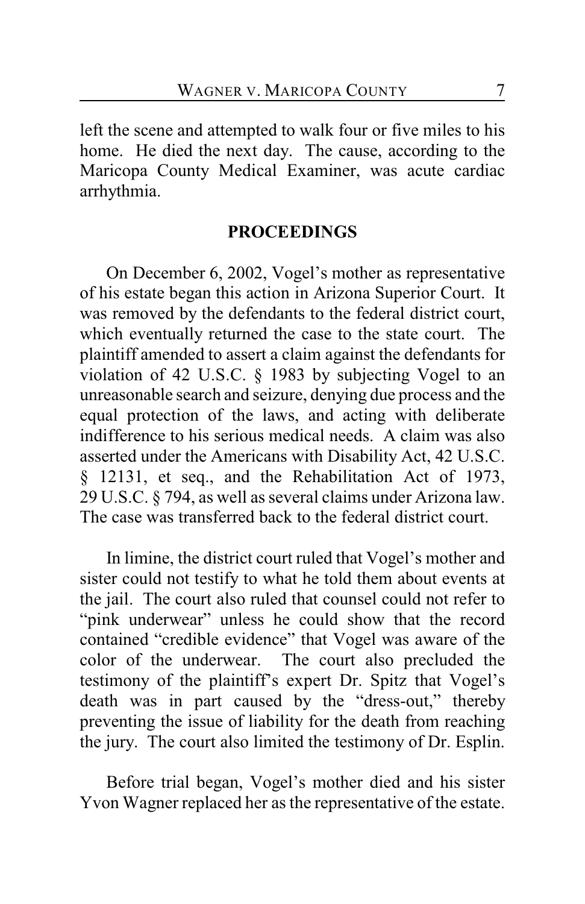left the scene and attempted to walk four or five miles to his home. He died the next day. The cause, according to the Maricopa County Medical Examiner, was acute cardiac arrhythmia.

## PROCEEDINGS

On December 6, 2002, Vogel's mother as representative of his estate began this action in Arizona Superior Court. It was removed by the defendants to the federal district court, which eventually returned the case to the state court. The plaintiff amended to assert a claim against the defendants for violation of 42 U.S.C. § 1983 by subjecting Vogel to an unreasonable search and seizure, denying due process and the equal protection of the laws, and acting with deliberate indifference to his serious medical needs. A claim was also asserted under the Americans with Disability Act, 42 U.S.C. § 12131, et seq., and the Rehabilitation Act of 1973, 29 U.S.C. § 794, as well as several claims under Arizona law. The case was transferred back to the federal district court.

In limine, the district court ruled that Vogel's mother and sister could not testify to what he told them about events at the jail. The court also ruled that counsel could not refer to "pink underwear" unless he could show that the record contained "credible evidence" that Vogel was aware of the color of the underwear. The court also precluded the testimony of the plaintiff's expert Dr. Spitz that Vogel's death was in part caused by the "dress-out," thereby preventing the issue of liability for the death from reaching the jury. The court also limited the testimony of Dr. Esplin.

Before trial began, Vogel's mother died and his sister Yvon Wagner replaced her as the representative of the estate.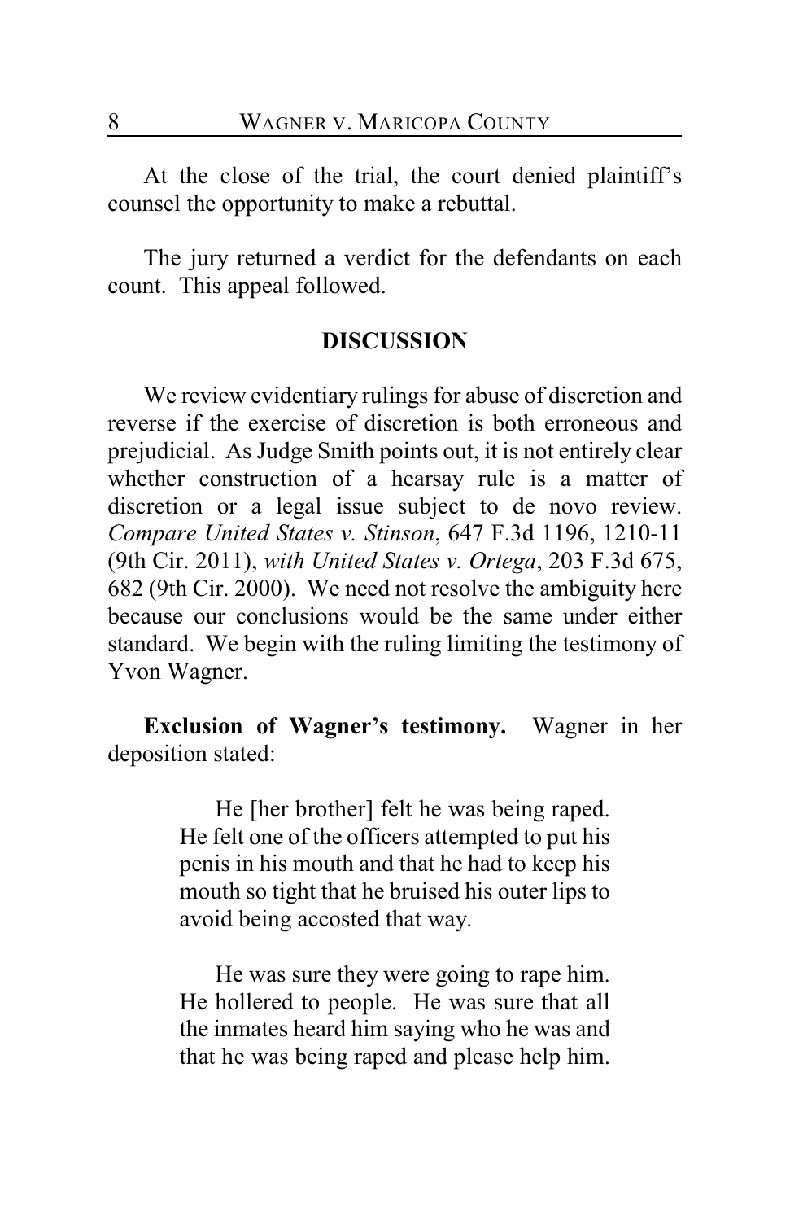At the close of the trial, the court denied plaintiff's counsel the opportunity to make a rebuttal.

The jury returned a verdict for the defendants on each count. This appeal followed.

## DISCUSSION

We review evidentiary rulings for abuse of discretion and reverse if the exercise of discretion is both erroneous and prejudicial. As Judge Smith points out, it is not entirely clear whether construction of a hearsay rule is a matter of discretion or a legal issue subject to de novo review. *Compare United States v. Stinson*, 647 F.3d 1196, 1210-11 (9th Cir. 2011), *with United States v. Ortega*, 203 F.3d 675, 682 (9th Cir. 2000). We need not resolve the ambiguity here because our conclusions would be the same under either standard. We begin with the ruling limiting the testimony of Yvon Wagner.

**Exclusion of Wagner's testimony.** Wagner in her deposition stated:

> He [her brother] felt he was being raped. He felt one of the officers attempted to put his penis in his mouth and that he had to keep his mouth so tight that he bruised his outer lips to avoid being accosted that way.
>
> He was sure they were going to rape him. He hollered to people. He was sure that all the inmates heard him saying who he was and that he was being raped and please help him.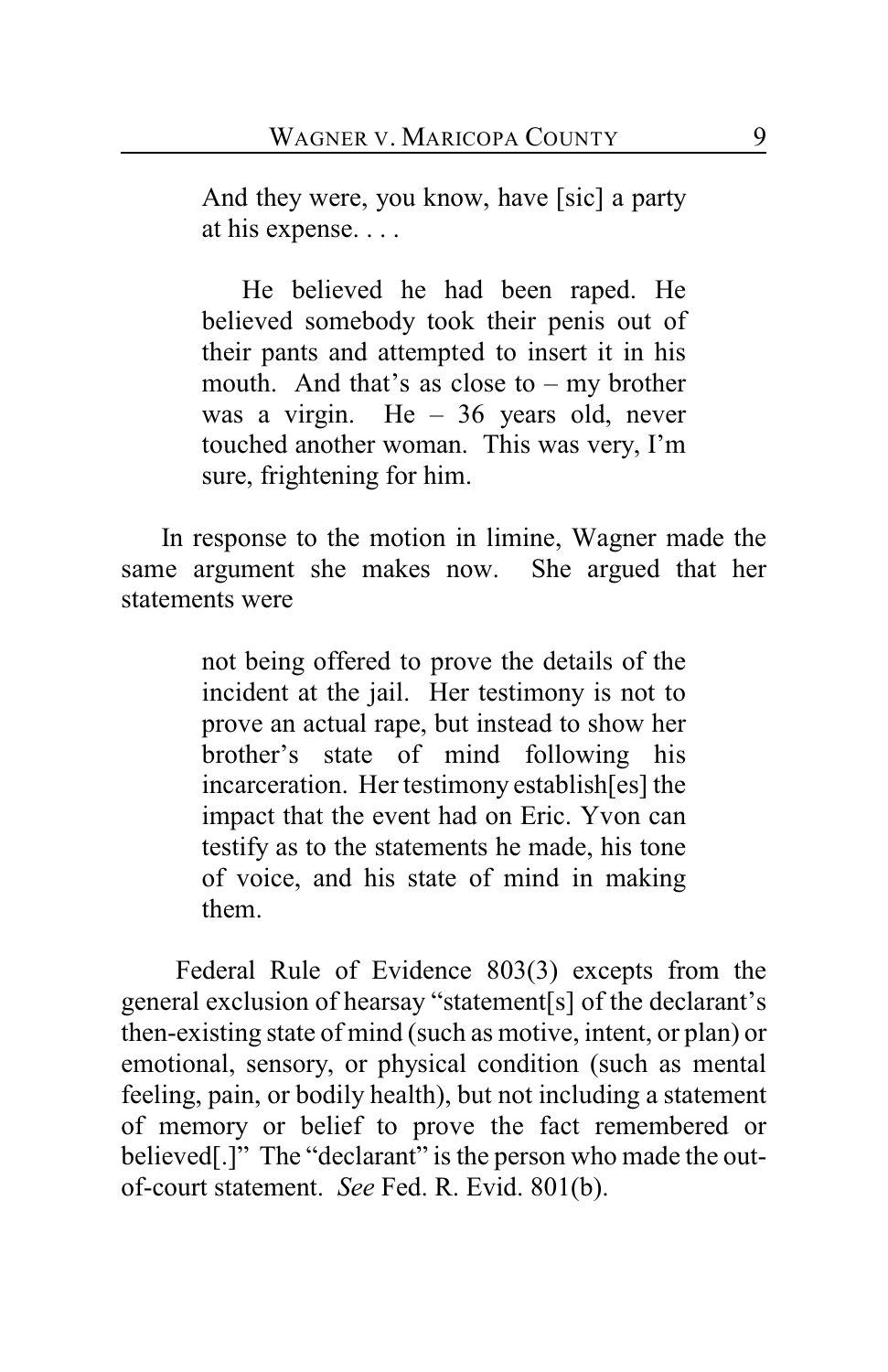> And they were, you know, have [sic] a party at his expense. . . .
>
> He believed he had been raped. He believed somebody took their penis out of their pants and attempted to insert it in his mouth. And that's as close to – my brother was a virgin. He – 36 years old, never touched another woman. This was very, I'm sure, frightening for him.

In response to the motion in limine, Wagner made the same argument she makes now. She argued that her statements were

> not being offered to prove the details of the incident at the jail. Her testimony is not to prove an actual rape, but instead to show her brother's state of mind following his incarceration. Her testimony establish[es] the impact that the event had on Eric. Yvon can testify as to the statements he made, his tone of voice, and his state of mind in making them.

Federal Rule of Evidence 803(3) excepts from the general exclusion of hearsay "statement[s] of the declarant's then-existing state of mind (such as motive, intent, or plan) or emotional, sensory, or physical condition (such as mental feeling, pain, or bodily health), but not including a statement of memory or belief to prove the fact remembered or believed[.]" The "declarant" is the person who made the out-of-court statement. *See* Fed. R. Evid. 801(b).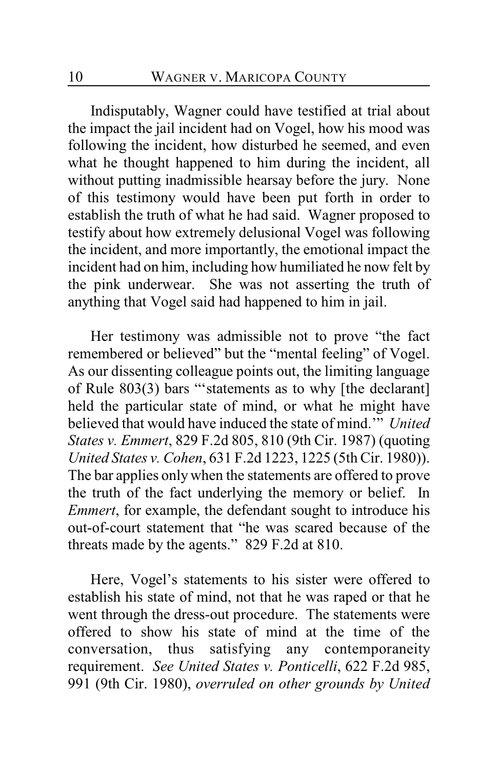Indisputably, Wagner could have testified at trial about the impact the jail incident had on Vogel, how his mood was following the incident, how disturbed he seemed, and even what he thought happened to him during the incident, all without putting inadmissible hearsay before the jury. None of this testimony would have been put forth in order to establish the truth of what he had said. Wagner proposed to testify about how extremely delusional Vogel was following the incident, and more importantly, the emotional impact the incident had on him, including how humiliated he now felt by the pink underwear. She was not asserting the truth of anything that Vogel said had happened to him in jail.

Her testimony was admissible not to prove "the fact remembered or believed" but the "mental feeling" of Vogel. As our dissenting colleague points out, the limiting language of Rule 803(3) bars "'statements as to why [the declarant] held the particular state of mind, or what he might have believed that would have induced the state of mind.'" *United States v. Emmert*, 829 F.2d 805, 810 (9th Cir. 1987) (quoting *United States v. Cohen*, 631 F.2d 1223, 1225 (5th Cir. 1980)). The bar applies only when the statements are offered to prove the truth of the fact underlying the memory or belief. In *Emmert*, for example, the defendant sought to introduce his out-of-court statement that "he was scared because of the threats made by the agents." 829 F.2d at 810.

Here, Vogel's statements to his sister were offered to establish his state of mind, not that he was raped or that he went through the dress-out procedure. The statements were offered to show his state of mind at the time of the conversation, thus satisfying any contemporaneity requirement. *See United States v. Ponticelli*, 622 F.2d 985, 991 (9th Cir. 1980), *overruled on other grounds by United*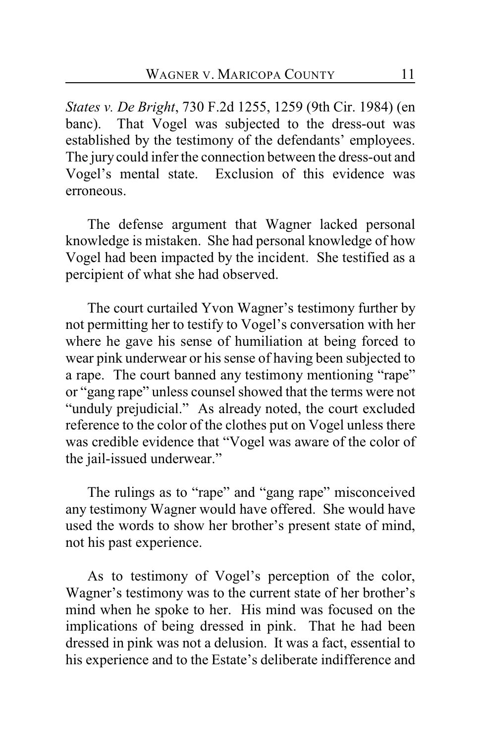*States v. De Bright*, 730 F.2d 1255, 1259 (9th Cir. 1984) (en banc). That Vogel was subjected to the dress-out was established by the testimony of the defendants' employees. The jury could infer the connection between the dress-out and Vogel's mental state. Exclusion of this evidence was erroneous.

The defense argument that Wagner lacked personal knowledge is mistaken. She had personal knowledge of how Vogel had been impacted by the incident. She testified as a percipient of what she had observed.

The court curtailed Yvon Wagner's testimony further by not permitting her to testify to Vogel's conversation with her where he gave his sense of humiliation at being forced to wear pink underwear or his sense of having been subjected to a rape. The court banned any testimony mentioning "rape" or "gang rape" unless counsel showed that the terms were not "unduly prejudicial." As already noted, the court excluded reference to the color of the clothes put on Vogel unless there was credible evidence that "Vogel was aware of the color of the jail-issued underwear."

The rulings as to "rape" and "gang rape" misconceived any testimony Wagner would have offered. She would have used the words to show her brother's present state of mind, not his past experience.

As to testimony of Vogel's perception of the color, Wagner's testimony was to the current state of her brother's mind when he spoke to her. His mind was focused on the implications of being dressed in pink. That he had been dressed in pink was not a delusion. It was a fact, essential to his experience and to the Estate's deliberate indifference and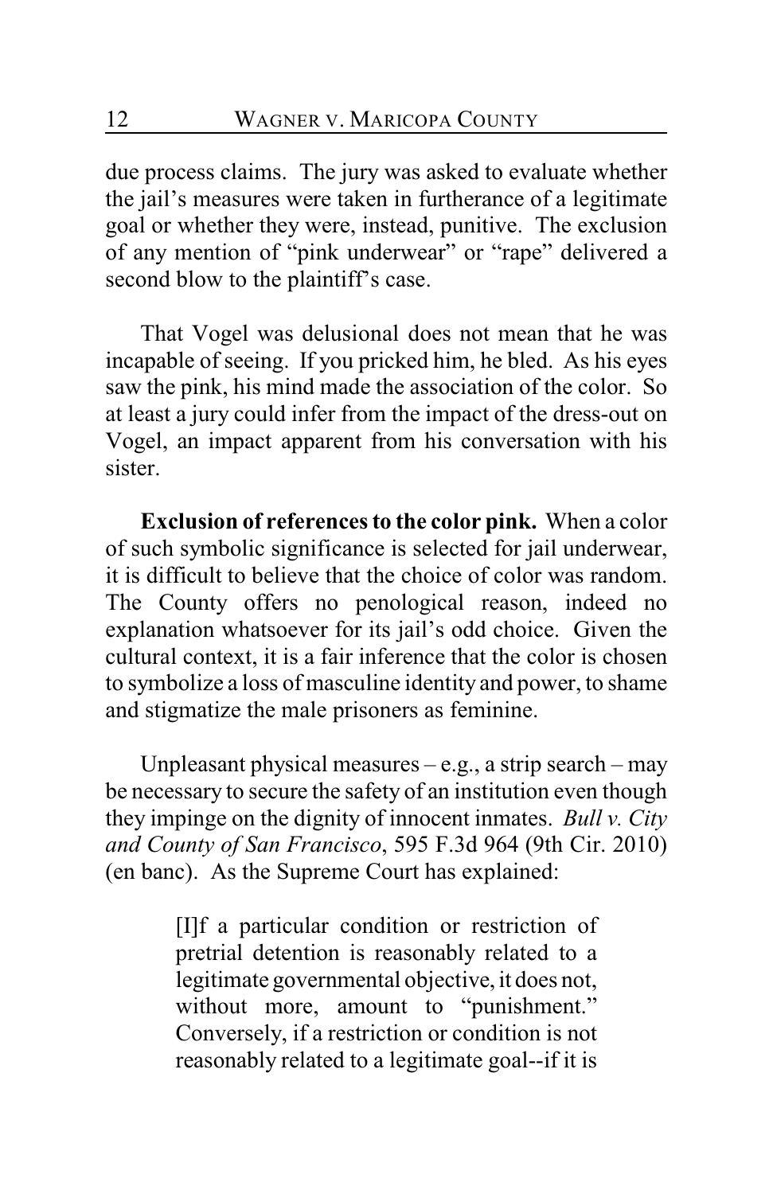due process claims. The jury was asked to evaluate whether the jail's measures were taken in furtherance of a legitimate goal or whether they were, instead, punitive. The exclusion of any mention of "pink underwear" or "rape" delivered a second blow to the plaintiff's case.

That Vogel was delusional does not mean that he was incapable of seeing. If you pricked him, he bled. As his eyes saw the pink, his mind made the association of the color. So at least a jury could infer from the impact of the dress-out on Vogel, an impact apparent from his conversation with his sister.

**Exclusion of references to the color pink.** When a color of such symbolic significance is selected for jail underwear, it is difficult to believe that the choice of color was random. The County offers no penological reason, indeed no explanation whatsoever for its jail's odd choice. Given the cultural context, it is a fair inference that the color is chosen to symbolize a loss of masculine identity and power, to shame and stigmatize the male prisoners as feminine.

Unpleasant physical measures – e.g., a strip search – may be necessary to secure the safety of an institution even though they impinge on the dignity of innocent inmates. *Bull v. City and County of San Francisco*, 595 F.3d 964 (9th Cir. 2010) (en banc). As the Supreme Court has explained:

> [I]f a particular condition or restriction of pretrial detention is reasonably related to a legitimate governmental objective, it does not, without more, amount to "punishment." Conversely, if a restriction or condition is not reasonably related to a legitimate goal--if it is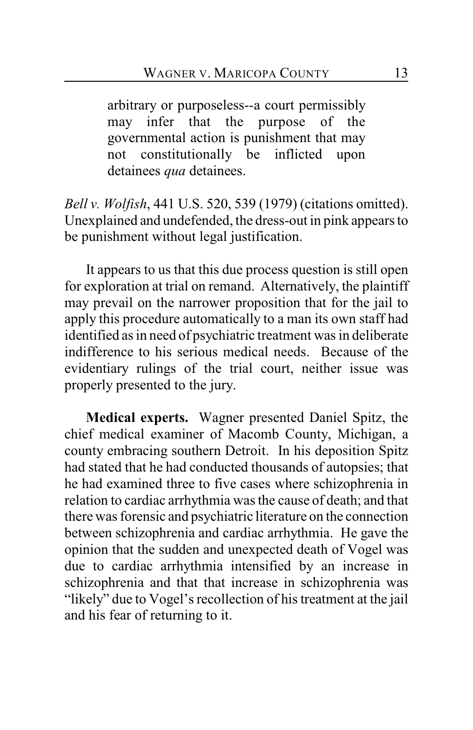> arbitrary or purposeless--a court permissibly may infer that the purpose of the governmental action is punishment that may not constitutionally be inflicted upon detainees *qua* detainees.

*Bell v. Wolfish*, 441 U.S. 520, 539 (1979) (citations omitted). Unexplained and undefended, the dress-out in pink appears to be punishment without legal justification.

It appears to us that this due process question is still open for exploration at trial on remand. Alternatively, the plaintiff may prevail on the narrower proposition that for the jail to apply this procedure automatically to a man its own staff had identified as in need of psychiatric treatment was in deliberate indifference to his serious medical needs. Because of the evidentiary rulings of the trial court, neither issue was properly presented to the jury.

**Medical experts.** Wagner presented Daniel Spitz, the chief medical examiner of Macomb County, Michigan, a county embracing southern Detroit. In his deposition Spitz had stated that he had conducted thousands of autopsies; that he had examined three to five cases where schizophrenia in relation to cardiac arrhythmia was the cause of death; and that there was forensic and psychiatric literature on the connection between schizophrenia and cardiac arrhythmia. He gave the opinion that the sudden and unexpected death of Vogel was due to cardiac arrhythmia intensified by an increase in schizophrenia and that that increase in schizophrenia was "likely" due to Vogel's recollection of his treatment at the jail and his fear of returning to it.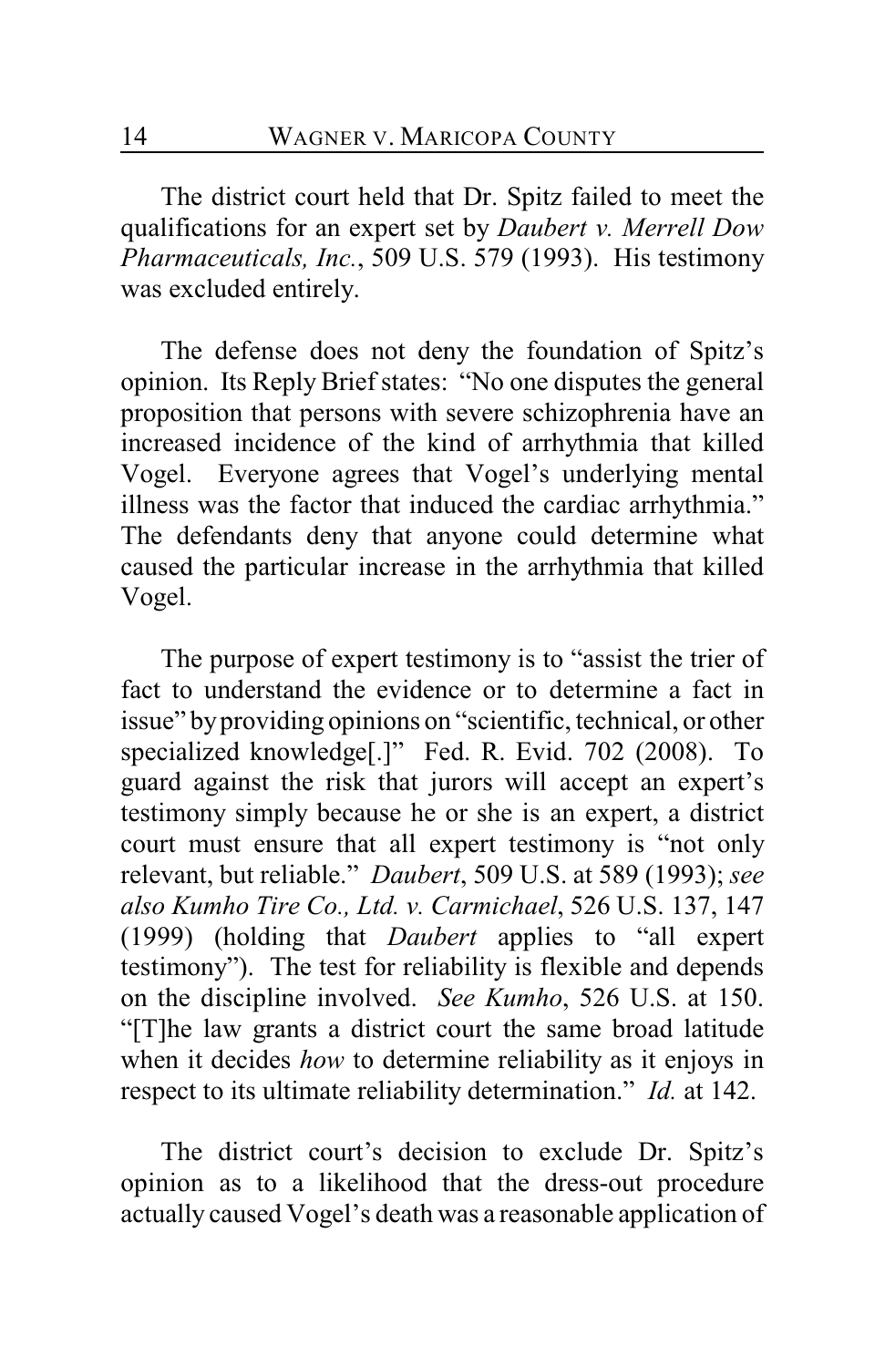The district court held that Dr. Spitz failed to meet the qualifications for an expert set by *Daubert v. Merrell Dow Pharmaceuticals, Inc.*, 509 U.S. 579 (1993). His testimony was excluded entirely.

The defense does not deny the foundation of Spitz's opinion. Its Reply Brief states: "No one disputes the general proposition that persons with severe schizophrenia have an increased incidence of the kind of arrhythmia that killed Vogel. Everyone agrees that Vogel's underlying mental illness was the factor that induced the cardiac arrhythmia." The defendants deny that anyone could determine what caused the particular increase in the arrhythmia that killed Vogel.

The purpose of expert testimony is to "assist the trier of fact to understand the evidence or to determine a fact in issue" by providing opinions on "scientific, technical, or other specialized knowledge[.]" Fed. R. Evid. 702 (2008). To guard against the risk that jurors will accept an expert's testimony simply because he or she is an expert, a district court must ensure that all expert testimony is "not only relevant, but reliable." *Daubert*, 509 U.S. at 589 (1993); *see also Kumho Tire Co., Ltd. v. Carmichael*, 526 U.S. 137, 147 (1999) (holding that *Daubert* applies to "all expert testimony"). The test for reliability is flexible and depends on the discipline involved. *See Kumho*, 526 U.S. at 150. "[T]he law grants a district court the same broad latitude when it decides *how* to determine reliability as it enjoys in respect to its ultimate reliability determination." *Id.* at 142.

The district court's decision to exclude Dr. Spitz's opinion as to a likelihood that the dress-out procedure actually caused Vogel's death was a reasonable application of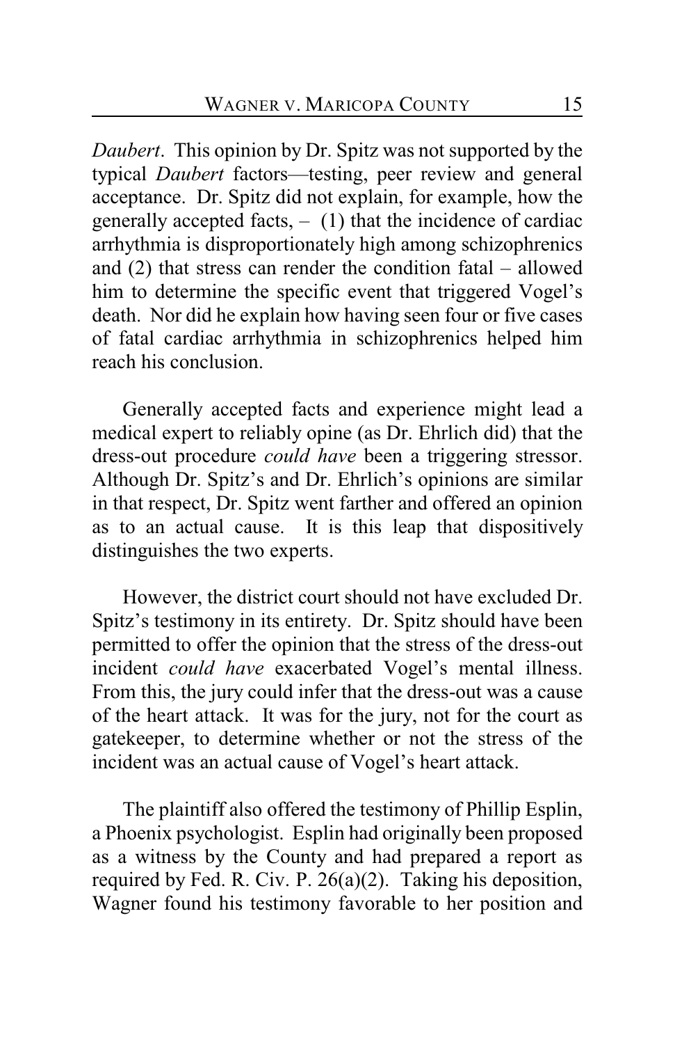*Daubert*. This opinion by Dr. Spitz was not supported by the typical *Daubert* factors—testing, peer review and general acceptance. Dr. Spitz did not explain, for example, how the generally accepted facts, – (1) that the incidence of cardiac arrhythmia is disproportionately high among schizophrenics and (2) that stress can render the condition fatal – allowed him to determine the specific event that triggered Vogel's death. Nor did he explain how having seen four or five cases of fatal cardiac arrhythmia in schizophrenics helped him reach his conclusion.

Generally accepted facts and experience might lead a medical expert to reliably opine (as Dr. Ehrlich did) that the dress-out procedure *could have* been a triggering stressor. Although Dr. Spitz's and Dr. Ehrlich's opinions are similar in that respect, Dr. Spitz went farther and offered an opinion as to an actual cause. It is this leap that dispositively distinguishes the two experts.

However, the district court should not have excluded Dr. Spitz's testimony in its entirety. Dr. Spitz should have been permitted to offer the opinion that the stress of the dress-out incident *could have* exacerbated Vogel's mental illness. From this, the jury could infer that the dress-out was a cause of the heart attack. It was for the jury, not for the court as gatekeeper, to determine whether or not the stress of the incident was an actual cause of Vogel's heart attack.

The plaintiff also offered the testimony of Phillip Esplin, a Phoenix psychologist. Esplin had originally been proposed as a witness by the County and had prepared a report as required by Fed. R. Civ. P. 26(a)(2). Taking his deposition, Wagner found his testimony favorable to her position and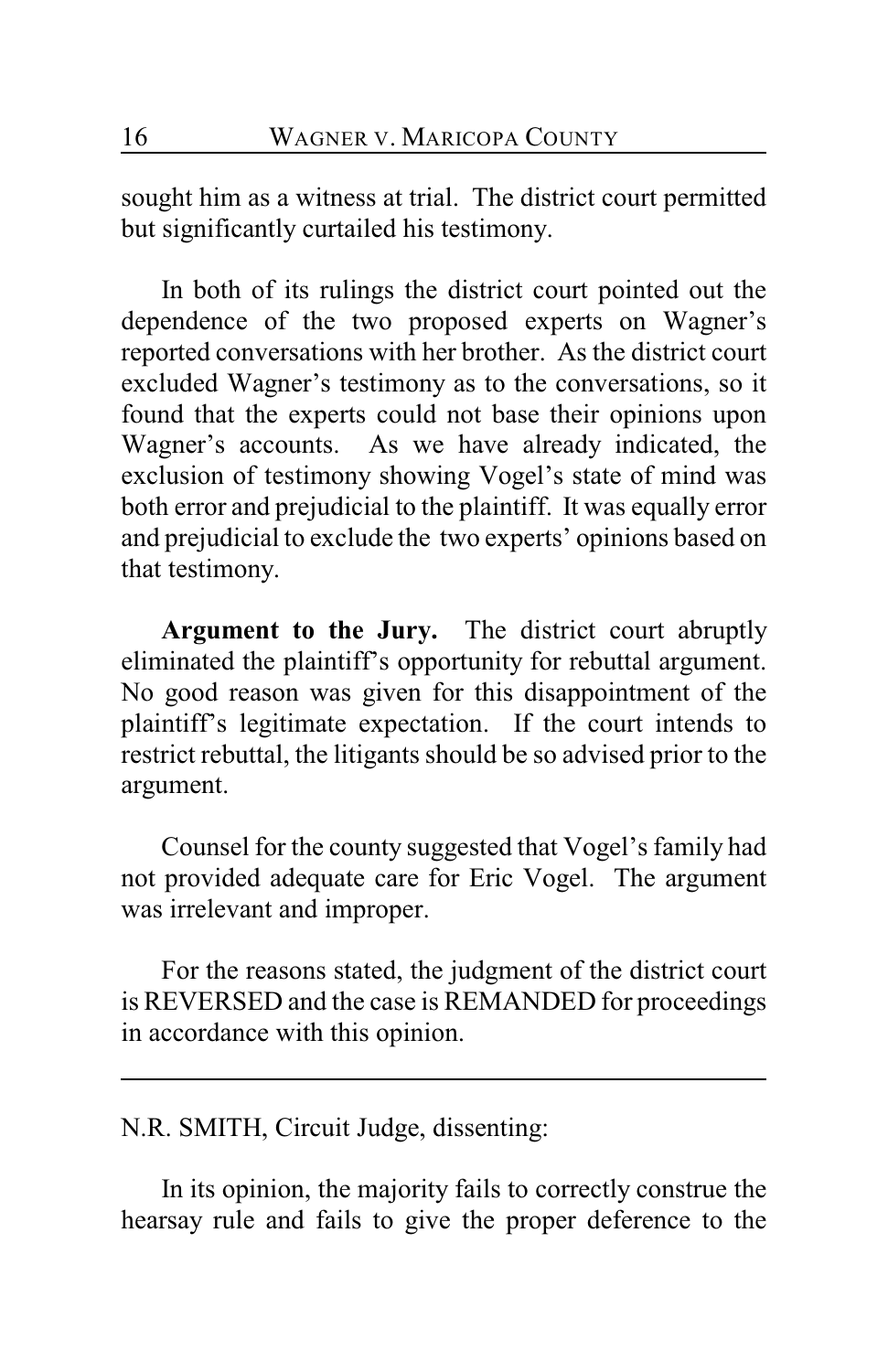sought him as a witness at trial. The district court permitted but significantly curtailed his testimony.

In both of its rulings the district court pointed out the dependence of the two proposed experts on Wagner's reported conversations with her brother. As the district court excluded Wagner's testimony as to the conversations, so it found that the experts could not base their opinions upon Wagner's accounts. As we have already indicated, the exclusion of testimony showing Vogel's state of mind was both error and prejudicial to the plaintiff. It was equally error and prejudicial to exclude the two experts' opinions based on that testimony.

**Argument to the Jury.** The district court abruptly eliminated the plaintiff's opportunity for rebuttal argument. No good reason was given for this disappointment of the plaintiff's legitimate expectation. If the court intends to restrict rebuttal, the litigants should be so advised prior to the argument.

Counsel for the county suggested that Vogel's family had not provided adequate care for Eric Vogel. The argument was irrelevant and improper.

For the reasons stated, the judgment of the district court is REVERSED and the case is REMANDED for proceedings in accordance with this opinion.

---

N.R. SMITH, Circuit Judge, dissenting:

In its opinion, the majority fails to correctly construe the hearsay rule and fails to give the proper deference to the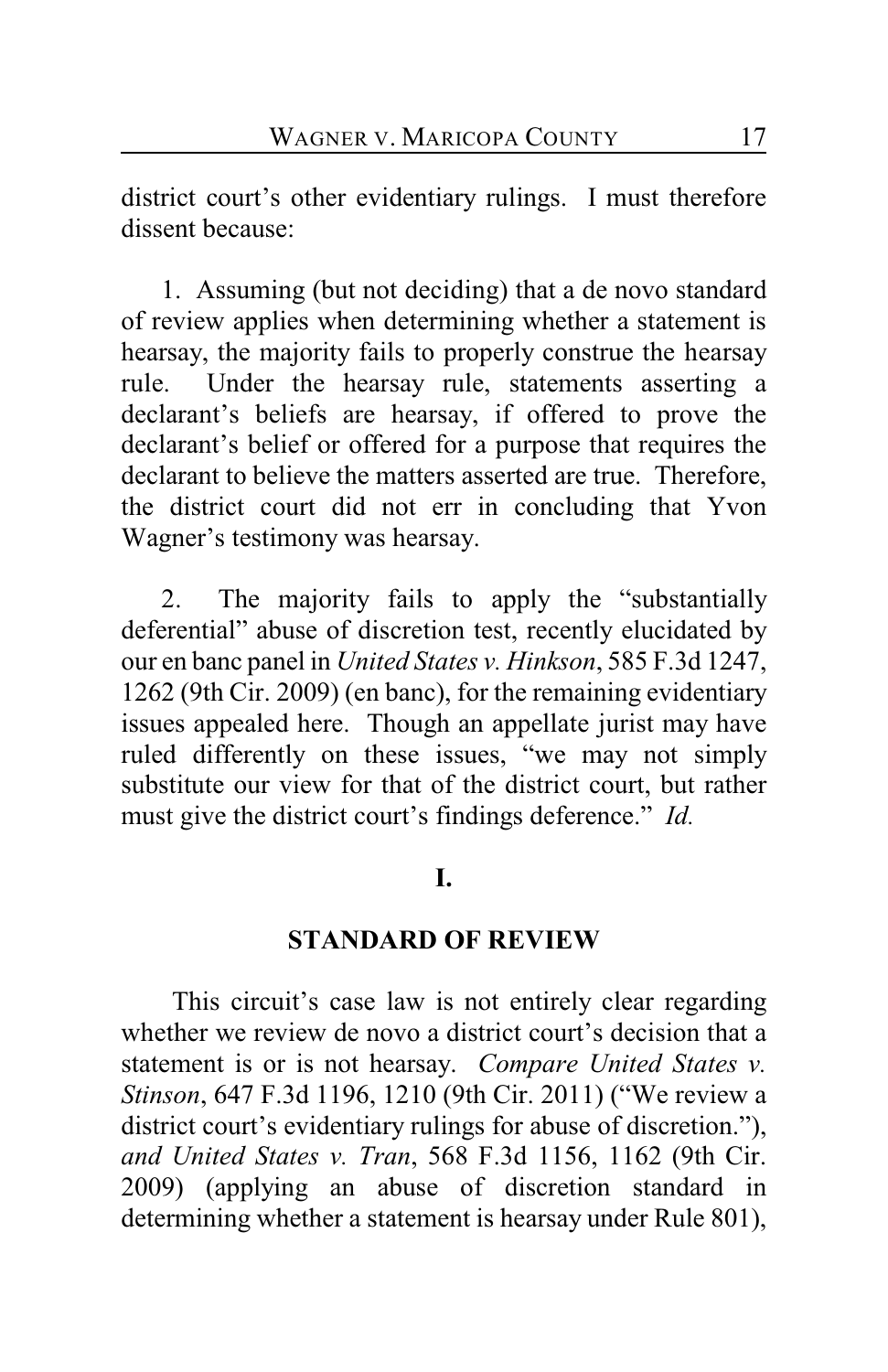district court's other evidentiary rulings. I must therefore dissent because:

1. Assuming (but not deciding) that a de novo standard of review applies when determining whether a statement is hearsay, the majority fails to properly construe the hearsay rule. Under the hearsay rule, statements asserting a declarant's beliefs are hearsay, if offered to prove the declarant's belief or offered for a purpose that requires the declarant to believe the matters asserted are true. Therefore, the district court did not err in concluding that Yvon Wagner's testimony was hearsay.

2. The majority fails to apply the "substantially deferential" abuse of discretion test, recently elucidated by our en banc panel in *United States v. Hinkson*, 585 F.3d 1247, 1262 (9th Cir. 2009) (en banc), for the remaining evidentiary issues appealed here. Though an appellate jurist may have ruled differently on these issues, "we may not simply substitute our view for that of the district court, but rather must give the district court's findings deference." *Id.*

## I.

## STANDARD OF REVIEW

This circuit's case law is not entirely clear regarding whether we review de novo a district court's decision that a statement is or is not hearsay. *Compare United States v. Stinson*, 647 F.3d 1196, 1210 (9th Cir. 2011) ("We review a district court's evidentiary rulings for abuse of discretion."), *and United States v. Tran*, 568 F.3d 1156, 1162 (9th Cir. 2009) (applying an abuse of discretion standard in determining whether a statement is hearsay under Rule 801),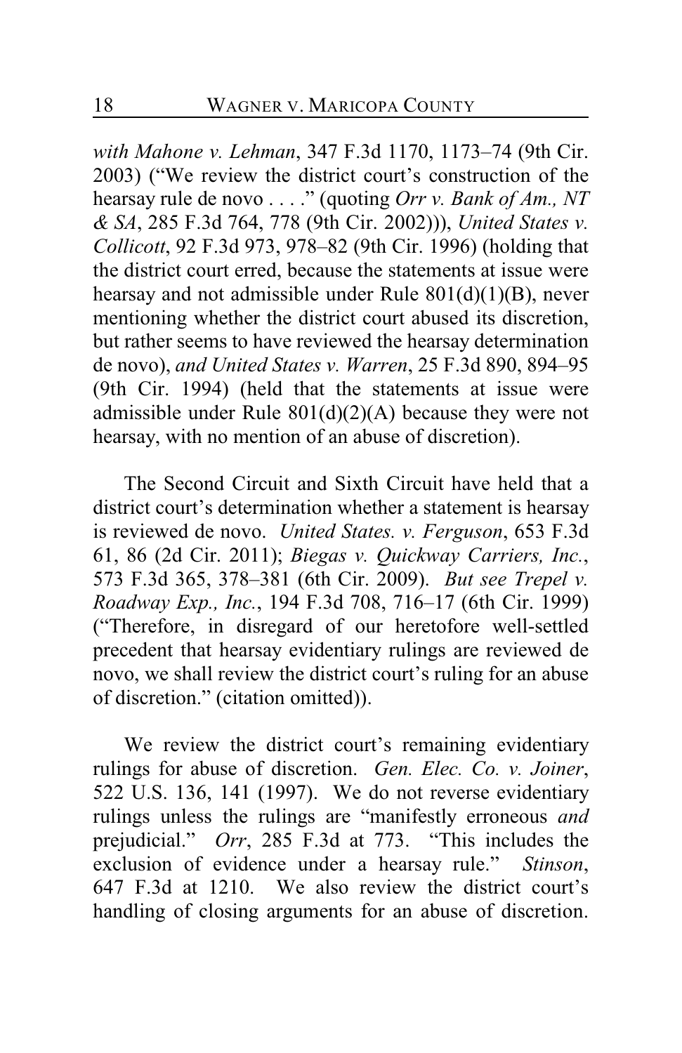*with Mahone v. Lehman*, 347 F.3d 1170, 1173–74 (9th Cir. 2003) ("We review the district court's construction of the hearsay rule de novo . . . ." (quoting *Orr v. Bank of Am., NT & SA*, 285 F.3d 764, 778 (9th Cir. 2002))), *United States v. Collicott*, 92 F.3d 973, 978–82 (9th Cir. 1996) (holding that the district court erred, because the statements at issue were hearsay and not admissible under Rule 801(d)(1)(B), never mentioning whether the district court abused its discretion, but rather seems to have reviewed the hearsay determination de novo), *and United States v. Warren*, 25 F.3d 890, 894–95 (9th Cir. 1994) (held that the statements at issue were admissible under Rule 801(d)(2)(A) because they were not hearsay, with no mention of an abuse of discretion).

The Second Circuit and Sixth Circuit have held that a district court's determination whether a statement is hearsay is reviewed de novo. *United States. v. Ferguson*, 653 F.3d 61, 86 (2d Cir. 2011); *Biegas v. Quickway Carriers, Inc.*, 573 F.3d 365, 378–381 (6th Cir. 2009). *But see Trepel v. Roadway Exp., Inc.*, 194 F.3d 708, 716–17 (6th Cir. 1999) ("Therefore, in disregard of our heretofore well-settled precedent that hearsay evidentiary rulings are reviewed de novo, we shall review the district court's ruling for an abuse of discretion." (citation omitted)).

We review the district court's remaining evidentiary rulings for abuse of discretion. *Gen. Elec. Co. v. Joiner*, 522 U.S. 136, 141 (1997). We do not reverse evidentiary rulings unless the rulings are "manifestly erroneous *and* prejudicial." *Orr*, 285 F.3d at 773. "This includes the exclusion of evidence under a hearsay rule." *Stinson*, 647 F.3d at 1210. We also review the district court's handling of closing arguments for an abuse of discretion.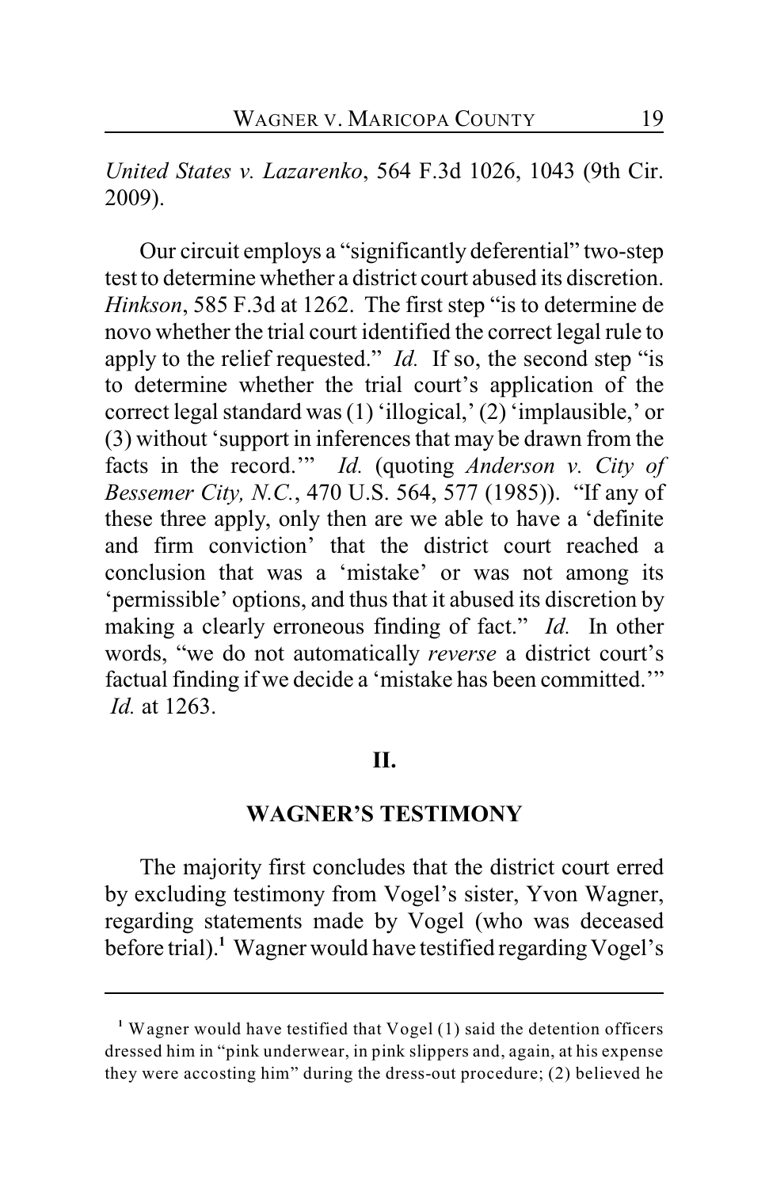*United States v. Lazarenko*, 564 F.3d 1026, 1043 (9th Cir. 2009).

Our circuit employs a "significantly deferential" two-step test to determine whether a district court abused its discretion. *Hinkson*, 585 F.3d at 1262. The first step "is to determine de novo whether the trial court identified the correct legal rule to apply to the relief requested." *Id.* If so, the second step "is to determine whether the trial court's application of the correct legal standard was (1) 'illogical,' (2) 'implausible,' or (3) without 'support in inferences that may be drawn from the facts in the record.'" *Id.* (quoting *Anderson v. City of Bessemer City, N.C.*, 470 U.S. 564, 577 (1985)). "If any of these three apply, only then are we able to have a 'definite and firm conviction' that the district court reached a conclusion that was a 'mistake' or was not among its 'permissible' options, and thus that it abused its discretion by making a clearly erroneous finding of fact." *Id.* In other words, "we do not automatically *reverse* a district court's factual finding if we decide a 'mistake has been committed.'" *Id.* at 1263.

## II.

## WAGNER'S TESTIMONY

The majority first concludes that the district court erred by excluding testimony from Vogel's sister, Yvon Wagner, regarding statements made by Vogel (who was deceased before trial).[1] Wagner would have testified regarding Vogel's

---

[1] Wagner would have testified that Vogel (1) said the detention officers dressed him in "pink underwear, in pink slippers and, again, at his expense they were accosting him" during the dress-out procedure; (2) believed he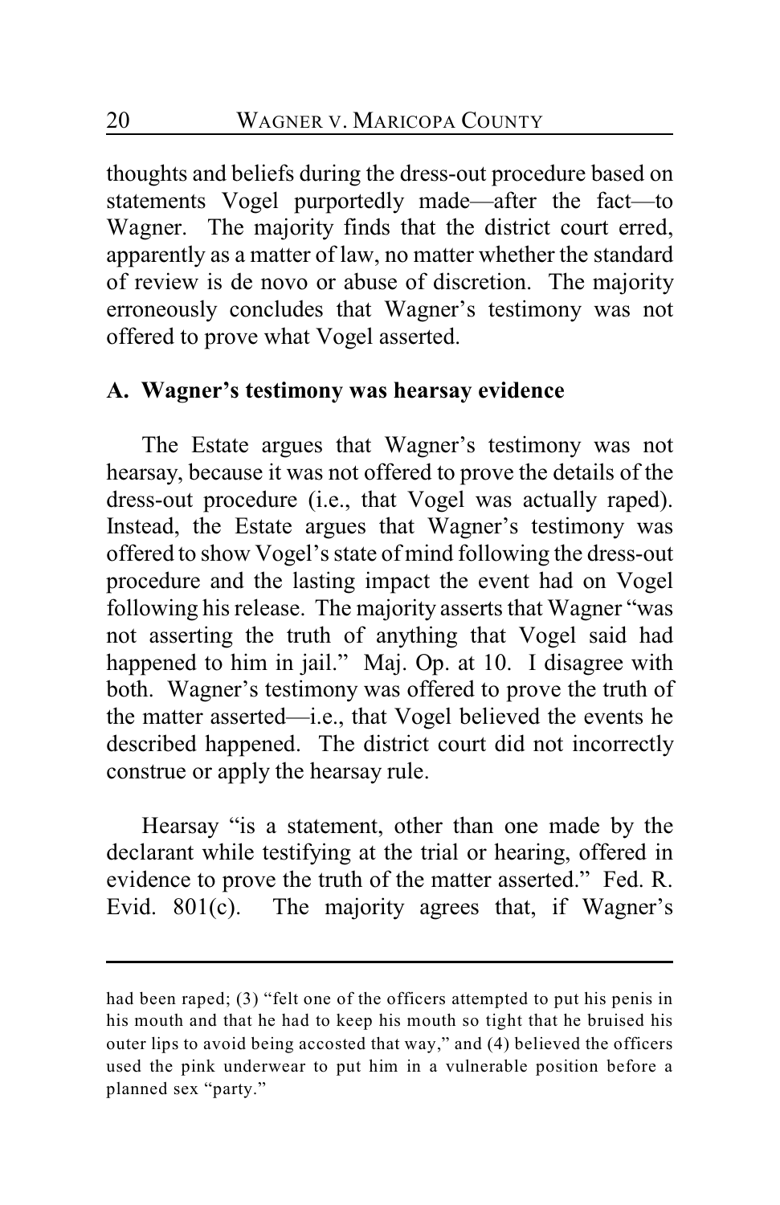thoughts and beliefs during the dress-out procedure based on statements Vogel purportedly made—after the fact—to Wagner. The majority finds that the district court erred, apparently as a matter of law, no matter whether the standard of review is de novo or abuse of discretion. The majority erroneously concludes that Wagner's testimony was not offered to prove what Vogel asserted.

### A. Wagner's testimony was hearsay evidence

The Estate argues that Wagner's testimony was not hearsay, because it was not offered to prove the details of the dress-out procedure (i.e., that Vogel was actually raped). Instead, the Estate argues that Wagner's testimony was offered to show Vogel's state of mind following the dress-out procedure and the lasting impact the event had on Vogel following his release. The majority asserts that Wagner "was not asserting the truth of anything that Vogel said had happened to him in jail." Maj. Op. at 10. I disagree with both. Wagner's testimony was offered to prove the truth of the matter asserted—i.e., that Vogel believed the events he described happened. The district court did not incorrectly construe or apply the hearsay rule.

Hearsay "is a statement, other than one made by the declarant while testifying at the trial or hearing, offered in evidence to prove the truth of the matter asserted." Fed. R. Evid. 801(c). The majority agrees that, if Wagner's

---

had been raped; (3) "felt one of the officers attempted to put his penis in his mouth and that he had to keep his mouth so tight that he bruised his outer lips to avoid being accosted that way," and (4) believed the officers used the pink underwear to put him in a vulnerable position before a planned sex "party."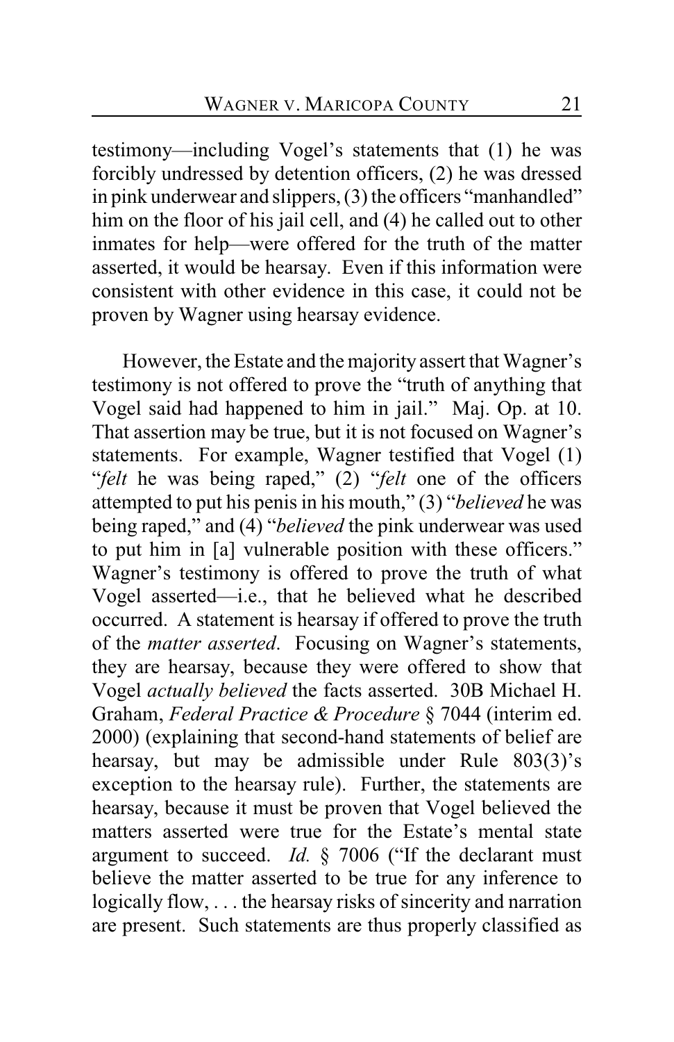testimony—including Vogel's statements that (1) he was forcibly undressed by detention officers, (2) he was dressed in pink underwear and slippers, (3) the officers "manhandled" him on the floor of his jail cell, and (4) he called out to other inmates for help—were offered for the truth of the matter asserted, it would be hearsay. Even if this information were consistent with other evidence in this case, it could not be proven by Wagner using hearsay evidence.

However, the Estate and the majority assert that Wagner's testimony is not offered to prove the "truth of anything that Vogel said had happened to him in jail." Maj. Op. at 10. That assertion may be true, but it is not focused on Wagner's statements. For example, Wagner testified that Vogel (1) "*felt* he was being raped," (2) "*felt* one of the officers attempted to put his penis in his mouth," (3) "*believed* he was being raped," and (4) "*believed* the pink underwear was used to put him in [a] vulnerable position with these officers." Wagner's testimony is offered to prove the truth of what Vogel asserted—i.e., that he believed what he described occurred. A statement is hearsay if offered to prove the truth of the *matter asserted*. Focusing on Wagner's statements, they are hearsay, because they were offered to show that Vogel *actually believed* the facts asserted. 30B Michael H. Graham, *Federal Practice & Procedure* § 7044 (interim ed. 2000) (explaining that second-hand statements of belief are hearsay, but may be admissible under Rule 803(3)'s exception to the hearsay rule). Further, the statements are hearsay, because it must be proven that Vogel believed the matters asserted were true for the Estate's mental state argument to succeed. *Id.* § 7006 ("If the declarant must believe the matter asserted to be true for any inference to logically flow, . . . the hearsay risks of sincerity and narration are present. Such statements are thus properly classified as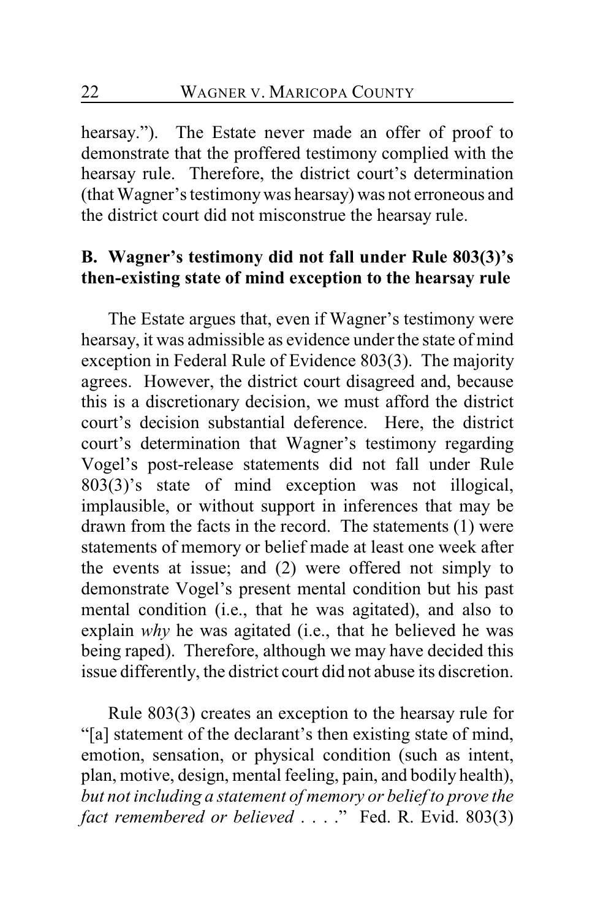hearsay."). The Estate never made an offer of proof to demonstrate that the proffered testimony complied with the hearsay rule. Therefore, the district court's determination (that Wagner's testimony was hearsay) was not erroneous and the district court did not misconstrue the hearsay rule.

**B. Wagner's testimony did not fall under Rule 803(3)'s then-existing state of mind exception to the hearsay rule**

The Estate argues that, even if Wagner's testimony were hearsay, it was admissible as evidence under the state of mind exception in Federal Rule of Evidence 803(3). The majority agrees. However, the district court disagreed and, because this is a discretionary decision, we must afford the district court's decision substantial deference. Here, the district court's determination that Wagner's testimony regarding Vogel's post-release statements did not fall under Rule 803(3)'s state of mind exception was not illogical, implausible, or without support in inferences that may be drawn from the facts in the record. The statements (1) were statements of memory or belief made at least one week after the events at issue; and (2) were offered not simply to demonstrate Vogel's present mental condition but his past mental condition (i.e., that he was agitated), and also to explain *why* he was agitated (i.e., that he believed he was being raped). Therefore, although we may have decided this issue differently, the district court did not abuse its discretion.

Rule 803(3) creates an exception to the hearsay rule for "[a] statement of the declarant's then existing state of mind, emotion, sensation, or physical condition (such as intent, plan, motive, design, mental feeling, pain, and bodily health), *but not including a statement of memory or belief to prove the fact remembered or believed* . . . ." Fed. R. Evid. 803(3)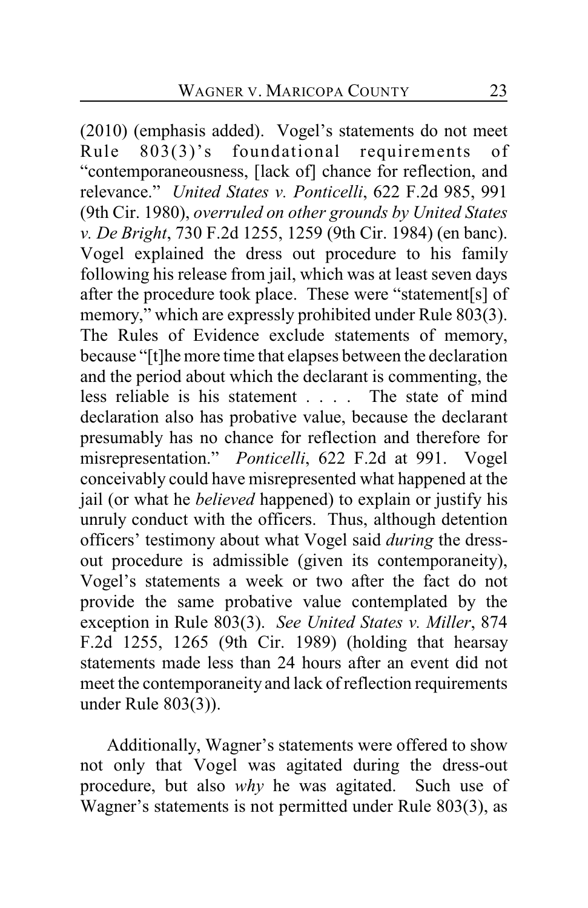(2010) (emphasis added). Vogel's statements do not meet Rule 803(3)'s foundational requirements of "contemporaneousness, [lack of] chance for reflection, and relevance." *United States v. Ponticelli*, 622 F.2d 985, 991 (9th Cir. 1980), *overruled on other grounds by United States v. De Bright*, 730 F.2d 1255, 1259 (9th Cir. 1984) (en banc). Vogel explained the dress out procedure to his family following his release from jail, which was at least seven days after the procedure took place. These were "statement[s] of memory," which are expressly prohibited under Rule 803(3). The Rules of Evidence exclude statements of memory, because "[t]he more time that elapses between the declaration and the period about which the declarant is commenting, the less reliable is his statement . . . . The state of mind declaration also has probative value, because the declarant presumably has no chance for reflection and therefore for misrepresentation." *Ponticelli*, 622 F.2d at 991. Vogel conceivably could have misrepresented what happened at the jail (or what he *believed* happened) to explain or justify his unruly conduct with the officers. Thus, although detention officers' testimony about what Vogel said *during* the dress-out procedure is admissible (given its contemporaneity), Vogel's statements a week or two after the fact do not provide the same probative value contemplated by the exception in Rule 803(3). *See United States v. Miller*, 874 F.2d 1255, 1265 (9th Cir. 1989) (holding that hearsay statements made less than 24 hours after an event did not meet the contemporaneity and lack of reflection requirements under Rule 803(3)).

Additionally, Wagner's statements were offered to show not only that Vogel was agitated during the dress-out procedure, but also *why* he was agitated. Such use of Wagner's statements is not permitted under Rule 803(3), as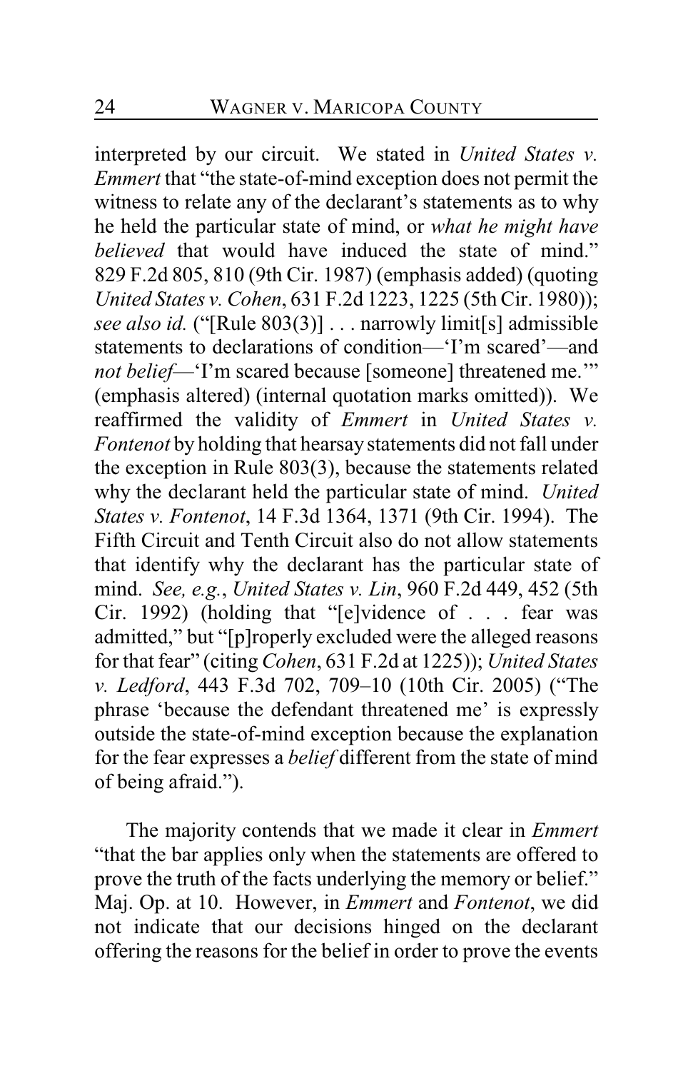interpreted by our circuit. We stated in *United States v. Emmert* that "the state-of-mind exception does not permit the witness to relate any of the declarant's statements as to why he held the particular state of mind, or *what he might have believed* that would have induced the state of mind." 829 F.2d 805, 810 (9th Cir. 1987) (emphasis added) (quoting *United States v. Cohen*, 631 F.2d 1223, 1225 (5th Cir. 1980)); *see also id.* ("[Rule 803(3)] . . . narrowly limit[s] admissible statements to declarations of condition—'I'm scared'—and *not belief*—'I'm scared because [someone] threatened me.'" (emphasis altered) (internal quotation marks omitted)). We reaffirmed the validity of *Emmert* in *United States v. Fontenot* by holding that hearsay statements did not fall under the exception in Rule 803(3), because the statements related why the declarant held the particular state of mind. *United States v. Fontenot*, 14 F.3d 1364, 1371 (9th Cir. 1994). The Fifth Circuit and Tenth Circuit also do not allow statements that identify why the declarant has the particular state of mind. *See, e.g.*, *United States v. Lin*, 960 F.2d 449, 452 (5th Cir. 1992) (holding that "[e]vidence of . . . fear was admitted," but "[p]roperly excluded were the alleged reasons for that fear" (citing *Cohen*, 631 F.2d at 1225)); *United States v. Ledford*, 443 F.3d 702, 709–10 (10th Cir. 2005) ("The phrase 'because the defendant threatened me' is expressly outside the state-of-mind exception because the explanation for the fear expresses a *belief* different from the state of mind of being afraid.").

The majority contends that we made it clear in *Emmert* "that the bar applies only when the statements are offered to prove the truth of the facts underlying the memory or belief." Maj. Op. at 10. However, in *Emmert* and *Fontenot*, we did not indicate that our decisions hinged on the declarant offering the reasons for the belief in order to prove the events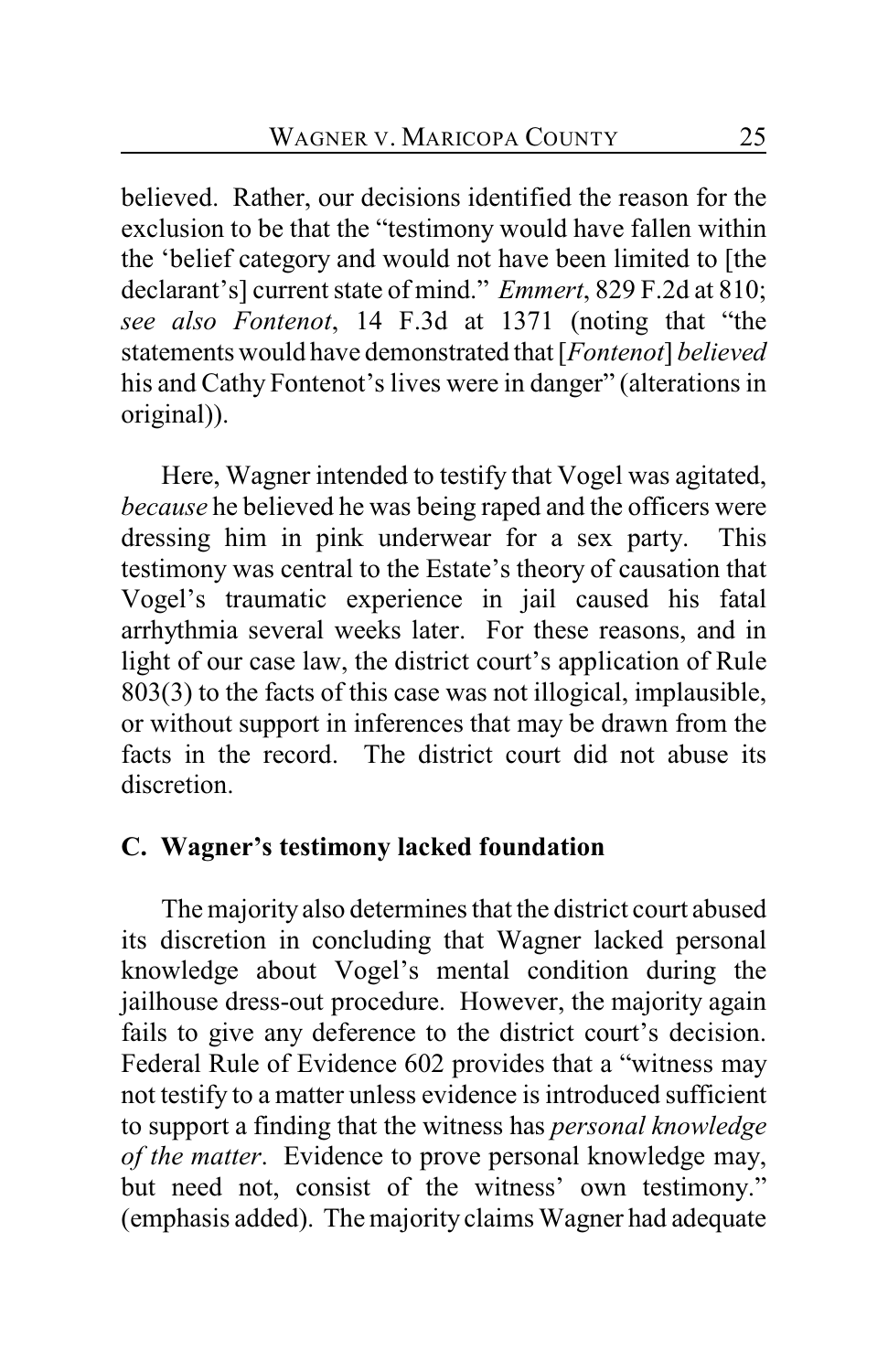believed. Rather, our decisions identified the reason for the exclusion to be that the "testimony would have fallen within the 'belief category and would not have been limited to [the declarant's] current state of mind." *Emmert*, 829 F.2d at 810; *see also Fontenot*, 14 F.3d at 1371 (noting that "the statements would have demonstrated that [*Fontenot*] *believed* his and Cathy Fontenot's lives were in danger" (alterations in original)).

Here, Wagner intended to testify that Vogel was agitated, *because* he believed he was being raped and the officers were dressing him in pink underwear for a sex party. This testimony was central to the Estate's theory of causation that Vogel's traumatic experience in jail caused his fatal arrhythmia several weeks later. For these reasons, and in light of our case law, the district court's application of Rule 803(3) to the facts of this case was not illogical, implausible, or without support in inferences that may be drawn from the facts in the record. The district court did not abuse its discretion.

### C. Wagner's testimony lacked foundation

The majority also determines that the district court abused its discretion in concluding that Wagner lacked personal knowledge about Vogel's mental condition during the jailhouse dress-out procedure. However, the majority again fails to give any deference to the district court's decision. Federal Rule of Evidence 602 provides that a "witness may not testify to a matter unless evidence is introduced sufficient to support a finding that the witness has *personal knowledge of the matter*. Evidence to prove personal knowledge may, but need not, consist of the witness' own testimony." (emphasis added). The majority claims Wagner had adequate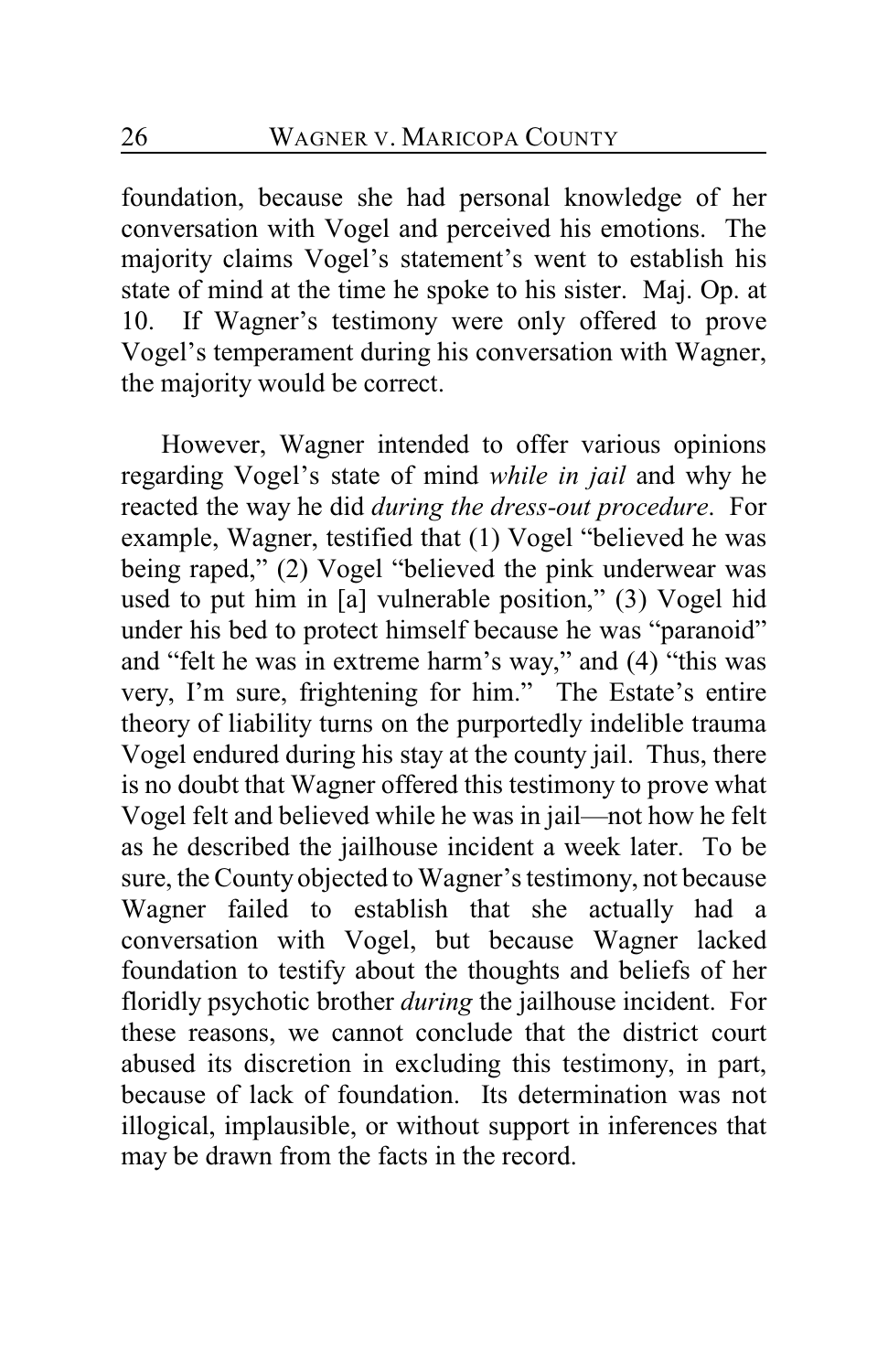foundation, because she had personal knowledge of her conversation with Vogel and perceived his emotions. The majority claims Vogel's statement's went to establish his state of mind at the time he spoke to his sister. Maj. Op. at 10. If Wagner's testimony were only offered to prove Vogel's temperament during his conversation with Wagner, the majority would be correct.

However, Wagner intended to offer various opinions regarding Vogel's state of mind *while in jail* and why he reacted the way he did *during the dress-out procedure*. For example, Wagner, testified that (1) Vogel "believed he was being raped," (2) Vogel "believed the pink underwear was used to put him in [a] vulnerable position," (3) Vogel hid under his bed to protect himself because he was "paranoid" and "felt he was in extreme harm's way," and (4) "this was very, I'm sure, frightening for him." The Estate's entire theory of liability turns on the purportedly indelible trauma Vogel endured during his stay at the county jail. Thus, there is no doubt that Wagner offered this testimony to prove what Vogel felt and believed while he was in jail—not how he felt as he described the jailhouse incident a week later. To be sure, the County objected to Wagner's testimony, not because Wagner failed to establish that she actually had a conversation with Vogel, but because Wagner lacked foundation to testify about the thoughts and beliefs of her floridly psychotic brother *during* the jailhouse incident. For these reasons, we cannot conclude that the district court abused its discretion in excluding this testimony, in part, because of lack of foundation. Its determination was not illogical, implausible, or without support in inferences that may be drawn from the facts in the record.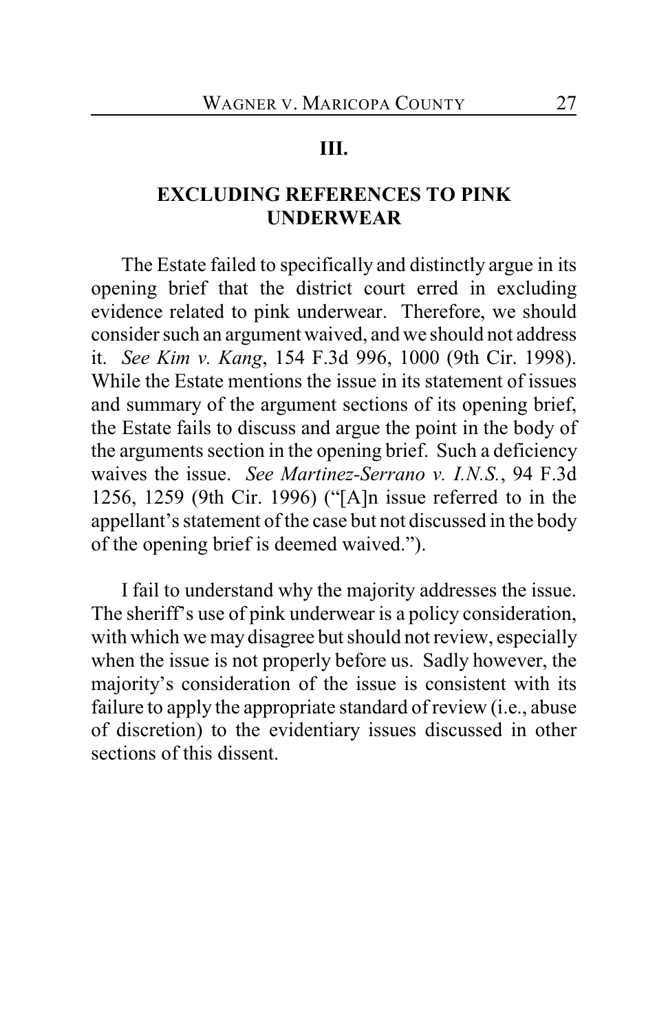## III.

## EXCLUDING REFERENCES TO PINK UNDERWEAR

The Estate failed to specifically and distinctly argue in its opening brief that the district court erred in excluding evidence related to pink underwear. Therefore, we should consider such an argument waived, and we should not address it. *See Kim v. Kang*, 154 F.3d 996, 1000 (9th Cir. 1998). While the Estate mentions the issue in its statement of issues and summary of the argument sections of its opening brief, the Estate fails to discuss and argue the point in the body of the arguments section in the opening brief. Such a deficiency waives the issue. *See Martinez-Serrano v. I.N.S.*, 94 F.3d 1256, 1259 (9th Cir. 1996) ("[A]n issue referred to in the appellant's statement of the case but not discussed in the body of the opening brief is deemed waived.").

I fail to understand why the majority addresses the issue. The sheriff's use of pink underwear is a policy consideration, with which we may disagree but should not review, especially when the issue is not properly before us. Sadly however, the majority's consideration of the issue is consistent with its failure to apply the appropriate standard of review (i.e., abuse of discretion) to the evidentiary issues discussed in other sections of this dissent.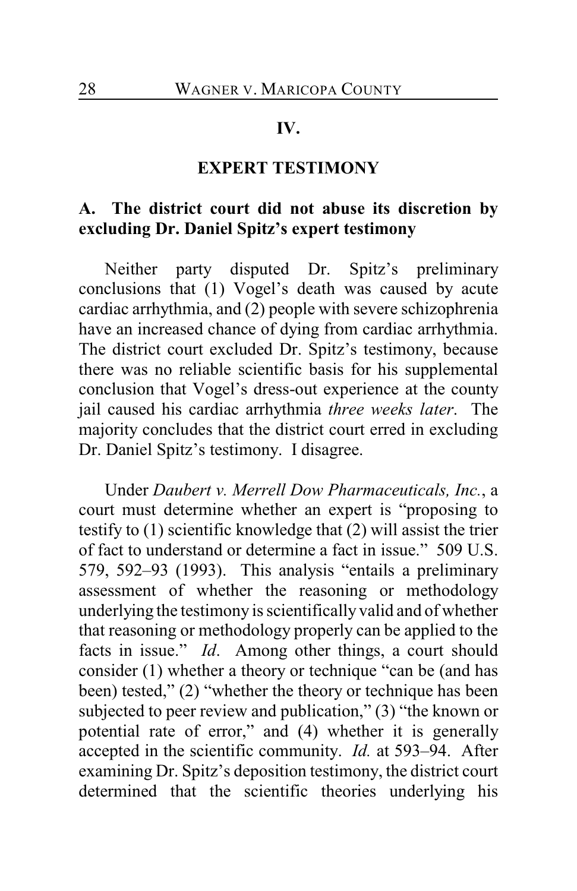## IV.

## EXPERT TESTIMONY

### A. The district court did not abuse its discretion by excluding Dr. Daniel Spitz's expert testimony

Neither party disputed Dr. Spitz's preliminary conclusions that (1) Vogel's death was caused by acute cardiac arrhythmia, and (2) people with severe schizophrenia have an increased chance of dying from cardiac arrhythmia. The district court excluded Dr. Spitz's testimony, because there was no reliable scientific basis for his supplemental conclusion that Vogel's dress-out experience at the county jail caused his cardiac arrhythmia *three weeks later*. The majority concludes that the district court erred in excluding Dr. Daniel Spitz's testimony. I disagree.

Under *Daubert v. Merrell Dow Pharmaceuticals, Inc.*, a court must determine whether an expert is "proposing to testify to (1) scientific knowledge that (2) will assist the trier of fact to understand or determine a fact in issue." 509 U.S. 579, 592–93 (1993). This analysis "entails a preliminary assessment of whether the reasoning or methodology underlying the testimony is scientifically valid and of whether that reasoning or methodology properly can be applied to the facts in issue." *Id*. Among other things, a court should consider (1) whether a theory or technique "can be (and has been) tested," (2) "whether the theory or technique has been subjected to peer review and publication," (3) "the known or potential rate of error," and (4) whether it is generally accepted in the scientific community. *Id.* at 593–94. After examining Dr. Spitz's deposition testimony, the district court determined that the scientific theories underlying his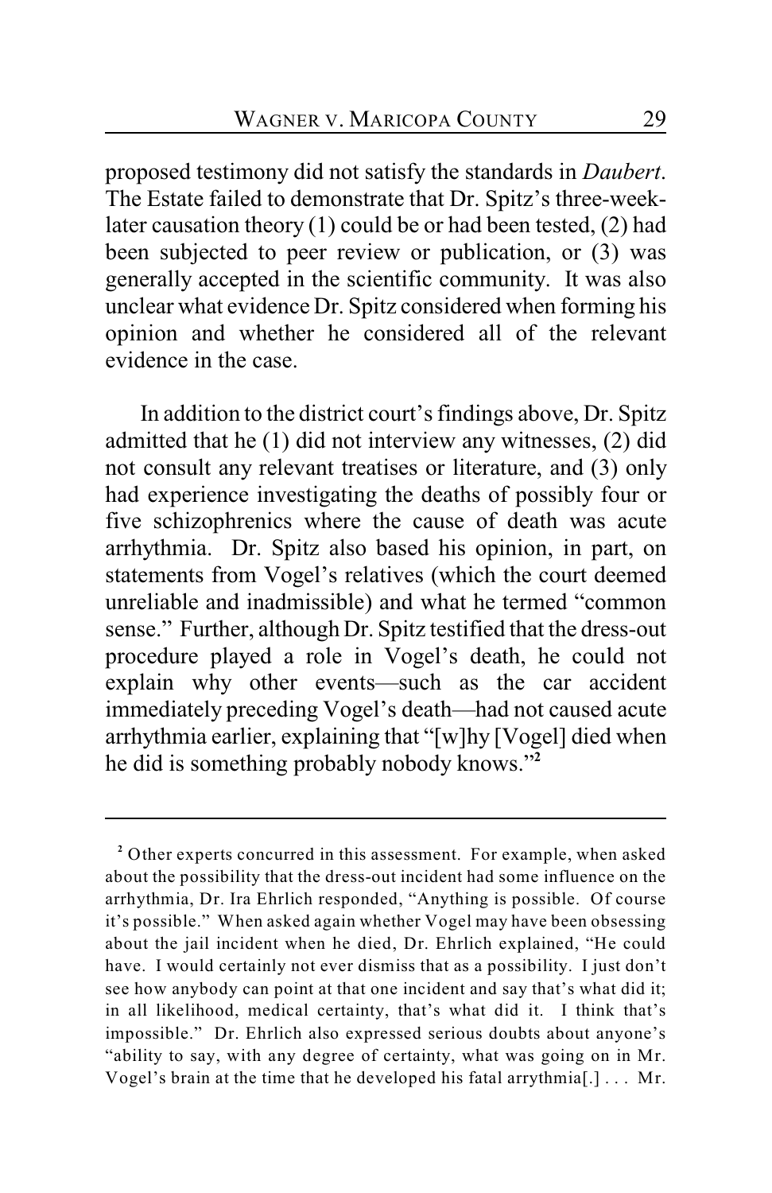proposed testimony did not satisfy the standards in *Daubert*. The Estate failed to demonstrate that Dr. Spitz's three-week-later causation theory (1) could be or had been tested, (2) had been subjected to peer review or publication, or (3) was generally accepted in the scientific community. It was also unclear what evidence Dr. Spitz considered when forming his opinion and whether he considered all of the relevant evidence in the case.

In addition to the district court's findings above, Dr. Spitz admitted that he (1) did not interview any witnesses, (2) did not consult any relevant treatises or literature, and (3) only had experience investigating the deaths of possibly four or five schizophrenics where the cause of death was acute arrhythmia. Dr. Spitz also based his opinion, in part, on statements from Vogel's relatives (which the court deemed unreliable and inadmissible) and what he termed "common sense." Further, although Dr. Spitz testified that the dress-out procedure played a role in Vogel's death, he could not explain why other events—such as the car accident immediately preceding Vogel's death—had not caused acute arrhythmia earlier, explaining that "[w]hy [Vogel] died when he did is something probably nobody knows."[2]

---

[2] Other experts concurred in this assessment. For example, when asked about the possibility that the dress-out incident had some influence on the arrhythmia, Dr. Ira Ehrlich responded, "Anything is possible. Of course it's possible." When asked again whether Vogel may have been obsessing about the jail incident when he died, Dr. Ehrlich explained, "He could have. I would certainly not ever dismiss that as a possibility. I just don't see how anybody can point at that one incident and say that's what did it; in all likelihood, medical certainty, that's what did it. I think that's impossible." Dr. Ehrlich also expressed serious doubts about anyone's "ability to say, with any degree of certainty, what was going on in Mr. Vogel's brain at the time that he developed his fatal arrythmia[.] . . . Mr.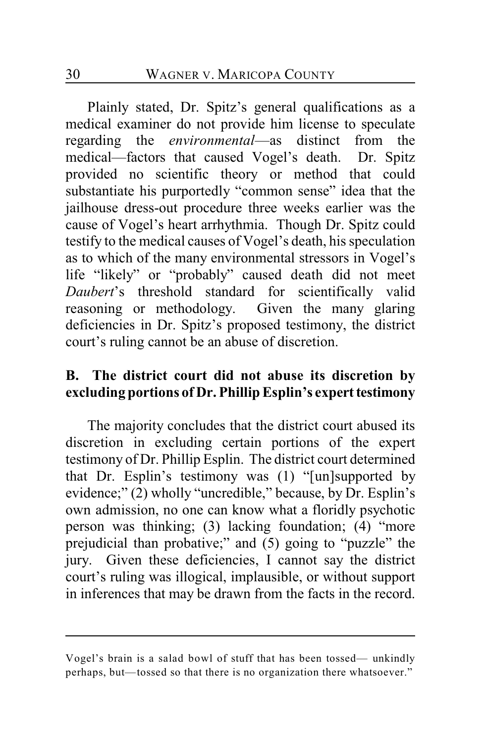Plainly stated, Dr. Spitz's general qualifications as a medical examiner do not provide him license to speculate regarding the *environmental*—as distinct from the medical—factors that caused Vogel's death. Dr. Spitz provided no scientific theory or method that could substantiate his purportedly "common sense" idea that the jailhouse dress-out procedure three weeks earlier was the cause of Vogel's heart arrhythmia. Though Dr. Spitz could testify to the medical causes of Vogel's death, his speculation as to which of the many environmental stressors in Vogel's life "likely" or "probably" caused death did not meet *Daubert*'s threshold standard for scientifically valid reasoning or methodology. Given the many glaring deficiencies in Dr. Spitz's proposed testimony, the district court's ruling cannot be an abuse of discretion.

### B. The district court did not abuse its discretion by excluding portions of Dr. Phillip Esplin's expert testimony

The majority concludes that the district court abused its discretion in excluding certain portions of the expert testimony of Dr. Phillip Esplin. The district court determined that Dr. Esplin's testimony was (1) "[un]supported by evidence;" (2) wholly "uncredible," because, by Dr. Esplin's own admission, no one can know what a floridly psychotic person was thinking; (3) lacking foundation; (4) "more prejudicial than probative;" and (5) going to "puzzle" the jury. Given these deficiencies, I cannot say the district court's ruling was illogical, implausible, or without support in inferences that may be drawn from the facts in the record.

---

Vogel's brain is a salad bowl of stuff that has been tossed— unkindly perhaps, but—tossed so that there is no organization there whatsoever."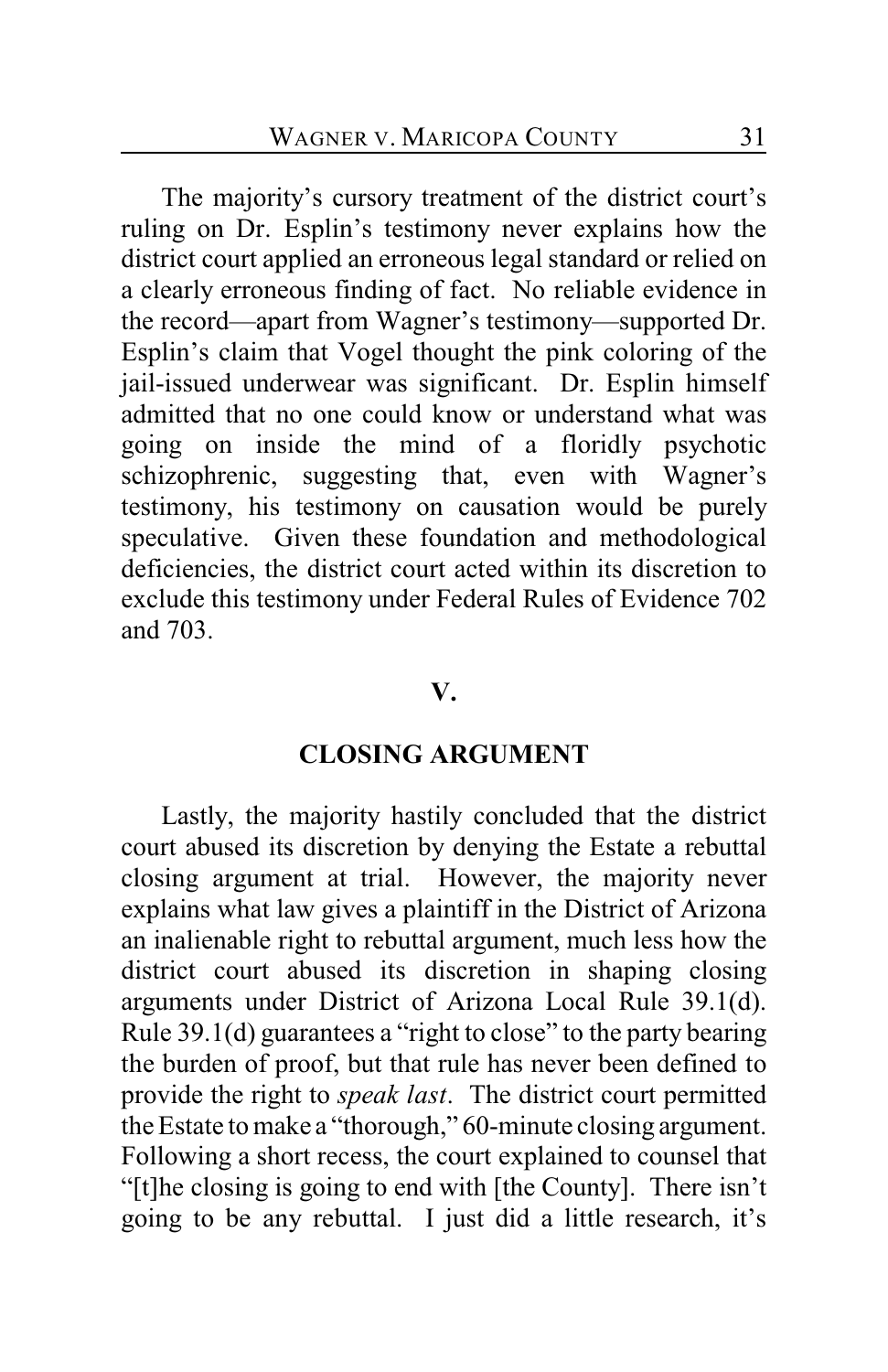The majority's cursory treatment of the district court's ruling on Dr. Esplin's testimony never explains how the district court applied an erroneous legal standard or relied on a clearly erroneous finding of fact. No reliable evidence in the record—apart from Wagner's testimony—supported Dr. Esplin's claim that Vogel thought the pink coloring of the jail-issued underwear was significant. Dr. Esplin himself admitted that no one could know or understand what was going on inside the mind of a floridly psychotic schizophrenic, suggesting that, even with Wagner's testimony, his testimony on causation would be purely speculative. Given these foundation and methodological deficiencies, the district court acted within its discretion to exclude this testimony under Federal Rules of Evidence 702 and 703.

## V.

## CLOSING ARGUMENT

Lastly, the majority hastily concluded that the district court abused its discretion by denying the Estate a rebuttal closing argument at trial. However, the majority never explains what law gives a plaintiff in the District of Arizona an inalienable right to rebuttal argument, much less how the district court abused its discretion in shaping closing arguments under District of Arizona Local Rule 39.1(d). Rule 39.1(d) guarantees a "right to close" to the party bearing the burden of proof, but that rule has never been defined to provide the right to *speak last*. The district court permitted the Estate to make a "thorough," 60-minute closing argument. Following a short recess, the court explained to counsel that "[t]he closing is going to end with [the County]. There isn't going to be any rebuttal. I just did a little research, it's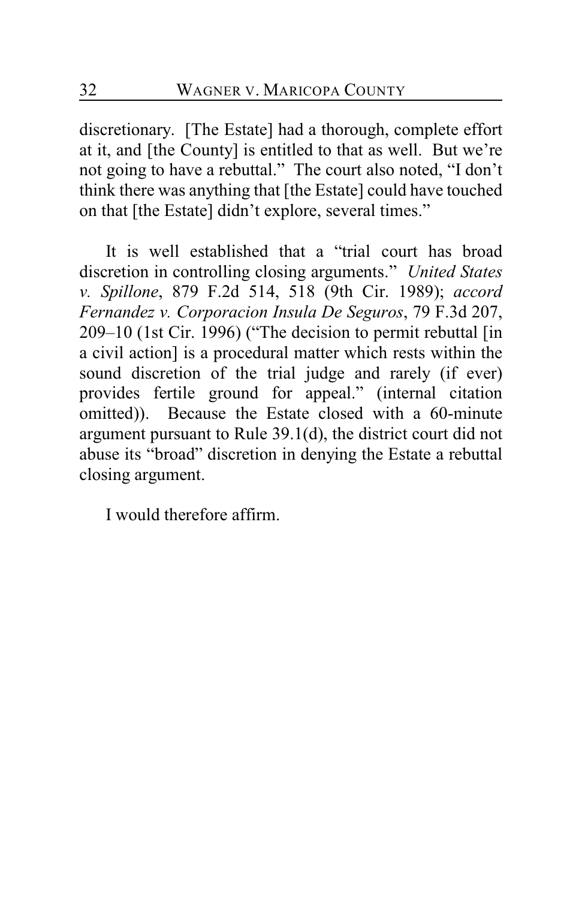discretionary. [The Estate] had a thorough, complete effort at it, and [the County] is entitled to that as well. But we're not going to have a rebuttal." The court also noted, "I don't think there was anything that [the Estate] could have touched on that [the Estate] didn't explore, several times."

It is well established that a "trial court has broad discretion in controlling closing arguments." *United States v. Spillone*, 879 F.2d 514, 518 (9th Cir. 1989); *accord Fernandez v. Corporacion Insula De Seguros*, 79 F.3d 207, 209–10 (1st Cir. 1996) ("The decision to permit rebuttal [in a civil action] is a procedural matter which rests within the sound discretion of the trial judge and rarely (if ever) provides fertile ground for appeal." (internal citation omitted)). Because the Estate closed with a 60-minute argument pursuant to Rule 39.1(d), the district court did not abuse its "broad" discretion in denying the Estate a rebuttal closing argument.

I would therefore affirm.